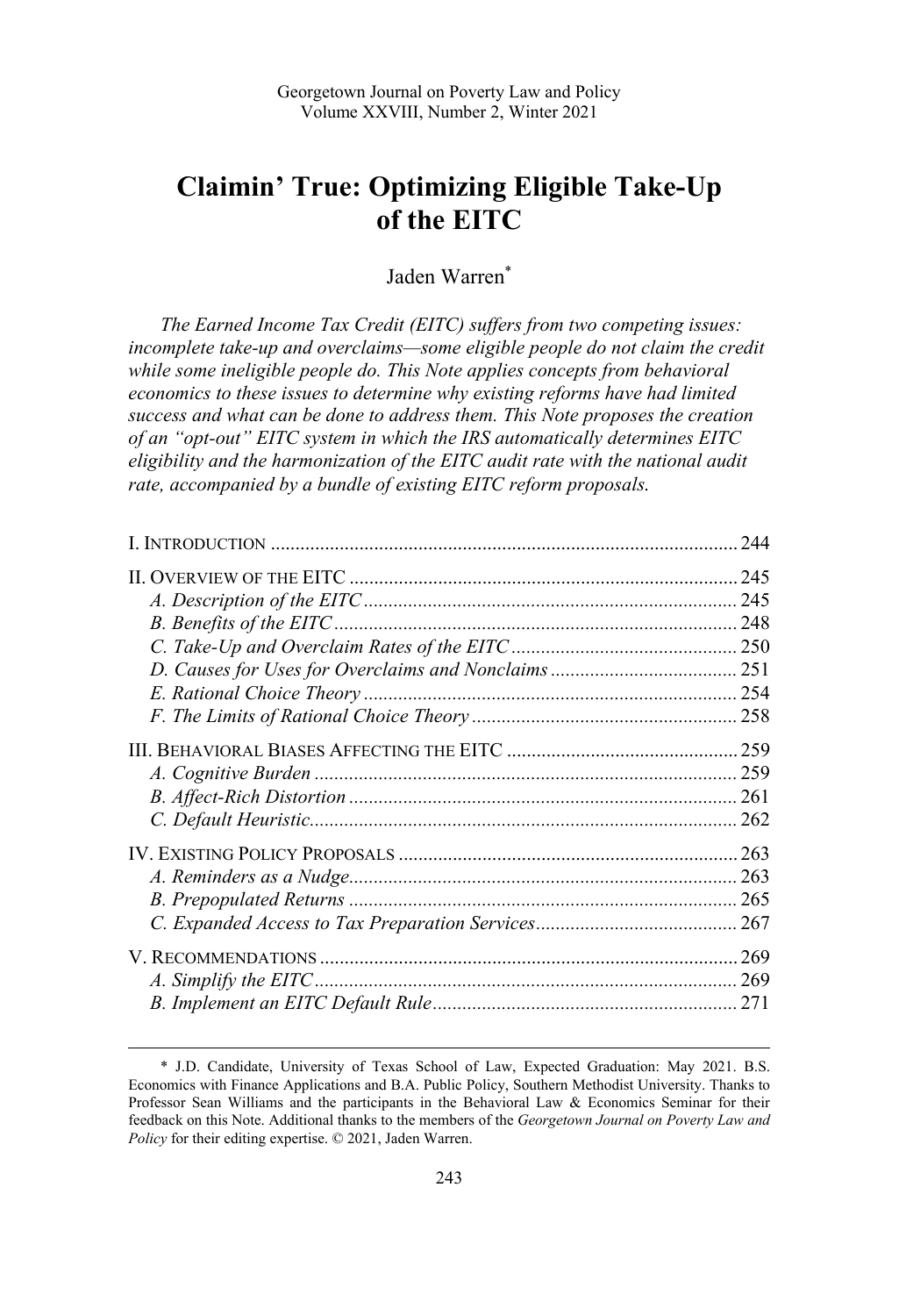# Claimin' True: Optimizing Eligible Take-Up of the EITC

Jaden Warren*

*The Earned Income Tax Credit (EITC) suffers from two competing issues: incomplete take-up and overclaims—some eligible people do not claim the credit while some ineligible people do. This Note applies concepts from behavioral economics to these issues to determine why existing reforms have had limited success and what can be done to address them. This Note proposes the creation of an "opt-out" EITC system in which the IRS automatically determines EITC eligibility and the harmonization of the EITC audit rate with the national audit rate, accompanied by a bundle of existing EITC reform proposals.*

I. Introduction .......... 244

II. Overview of the EITC .......... 245
- *A. Description of the EITC* .......... 245
- *B. Benefits of the EITC* .......... 248
- *C. Take-Up and Overclaim Rates of the EITC* .......... 250
- *D. Causes for Uses for Overclaims and Nonclaims* .......... 251
- *E. Rational Choice Theory* .......... 254
- *F. The Limits of Rational Choice Theory* .......... 258

III. Behavioral Biases Affecting the EITC .......... 259
- *A. Cognitive Burden* .......... 259
- *B. Affect-Rich Distortion* .......... 261
- *C. Default Heuristic* .......... 262

IV. Existing Policy Proposals .......... 263
- *A. Reminders as a Nudge* .......... 263
- *B. Prepopulated Returns* .......... 265
- *C. Expanded Access to Tax Preparation Services* .......... 267

V. Recommendations .......... 269
- *A. Simplify the EITC* .......... 269
- *B. Implement an EITC Default Rule* .......... 271

---

\* J.D. Candidate, University of Texas School of Law, Expected Graduation: May 2021. B.S. Economics with Finance Applications and B.A. Public Policy, Southern Methodist University. Thanks to Professor Sean Williams and the participants in the Behavioral Law & Economics Seminar for their feedback on this Note. Additional thanks to the members of the *Georgetown Journal on Poverty Law and Policy* for their editing expertise. © 2021, Jaden Warren.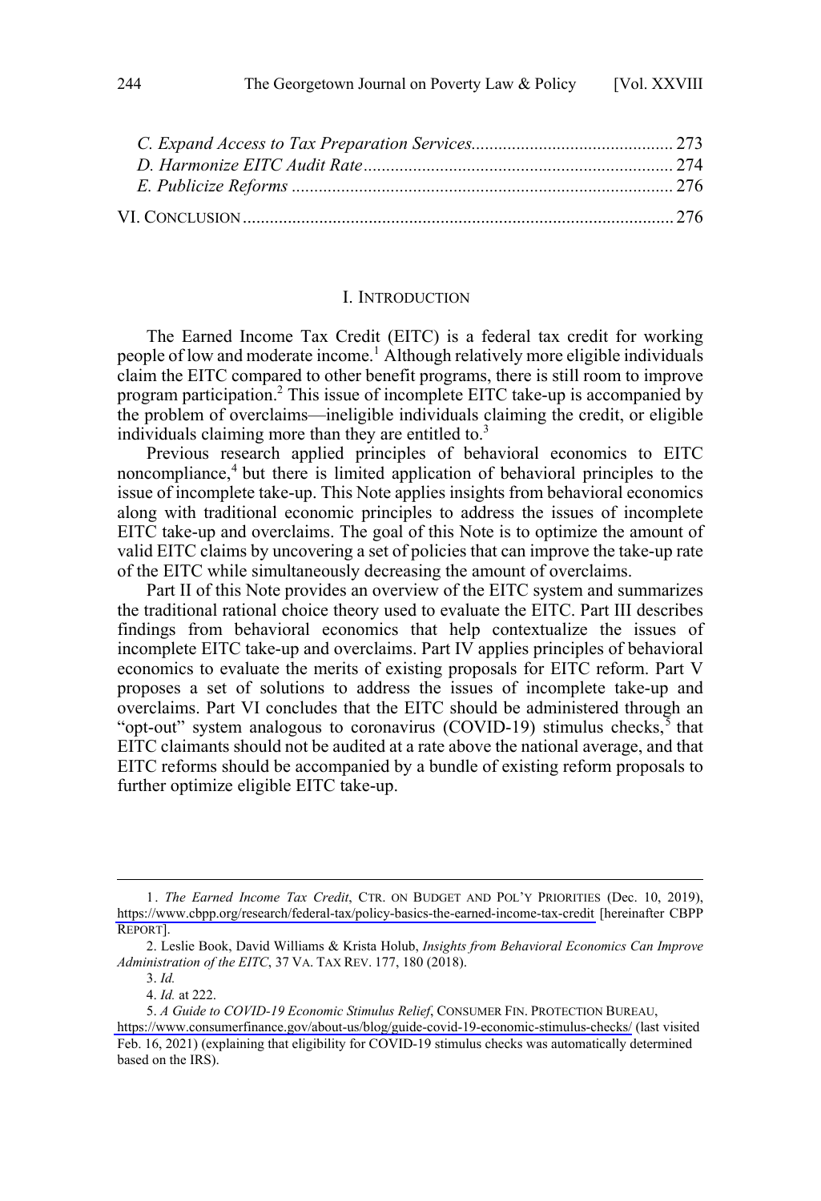*C. Expand Access to Tax Preparation Services* ............................................ 273
*D. Harmonize EITC Audit Rate* ..................................................................... 274
*E. Publicize Reforms* ..................................................................................... 276

VI. CONCLUSION ................................................................................................ 276

## I. INTRODUCTION

The Earned Income Tax Credit (EITC) is a federal tax credit for working people of low and moderate income.[1] Although relatively more eligible individuals claim the EITC compared to other benefit programs, there is still room to improve program participation.[2] This issue of incomplete EITC take-up is accompanied by the problem of overclaims—ineligible individuals claiming the credit, or eligible individuals claiming more than they are entitled to.[3]

Previous research applied principles of behavioral economics to EITC noncompliance,[4] but there is limited application of behavioral principles to the issue of incomplete take-up. This Note applies insights from behavioral economics along with traditional economic principles to address the issues of incomplete EITC take-up and overclaims. The goal of this Note is to optimize the amount of valid EITC claims by uncovering a set of policies that can improve the take-up rate of the EITC while simultaneously decreasing the amount of overclaims.

Part II of this Note provides an overview of the EITC system and summarizes the traditional rational choice theory used to evaluate the EITC. Part III describes findings from behavioral economics that help contextualize the issues of incomplete EITC take-up and overclaims. Part IV applies principles of behavioral economics to evaluate the merits of existing proposals for EITC reform. Part V proposes a set of solutions to address the issues of incomplete take-up and overclaims. Part VI concludes that the EITC should be administered through an "opt-out" system analogous to coronavirus (COVID-19) stimulus checks,[5] that EITC claimants should not be audited at a rate above the national average, and that EITC reforms should be accompanied by a bundle of existing reform proposals to further optimize eligible EITC take-up.

---

1. *The Earned Income Tax Credit*, CTR. ON BUDGET AND POL'Y PRIORITIES (Dec. 10, 2019), https://www.cbpp.org/research/federal-tax/policy-basics-the-earned-income-tax-credit [hereinafter CBPP REPORT].

2. Leslie Book, David Williams & Krista Holub, *Insights from Behavioral Economics Can Improve Administration of the EITC*, 37 VA. TAX REV. 177, 180 (2018).

3. *Id.*

4. *Id.* at 222.

5. *A Guide to COVID-19 Economic Stimulus Relief*, CONSUMER FIN. PROTECTION BUREAU, https://www.consumerfinance.gov/about-us/blog/guide-covid-19-economic-stimulus-checks/ (last visited Feb. 16, 2021) (explaining that eligibility for COVID-19 stimulus checks was automatically determined based on the IRS).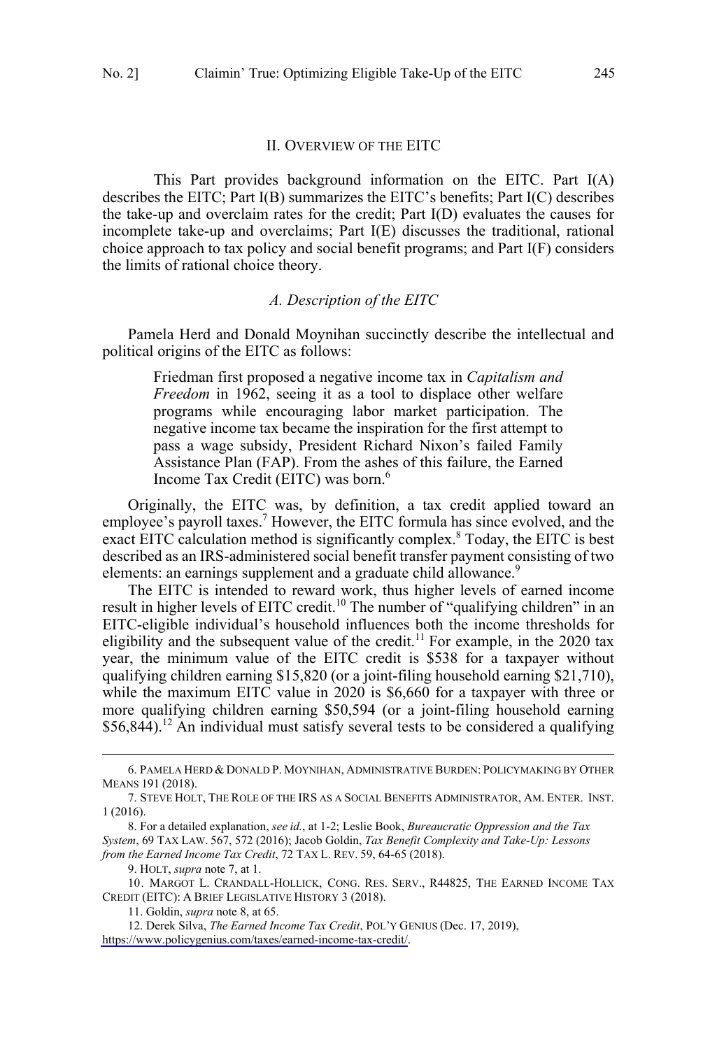## II. Overview of the EITC

This Part provides background information on the EITC. Part I(A) describes the EITC; Part I(B) summarizes the EITC's benefits; Part I(C) describes the take-up and overclaim rates for the credit; Part I(D) evaluates the causes for incomplete take-up and overclaims; Part I(E) discusses the traditional, rational choice approach to tax policy and social benefit programs; and Part I(F) considers the limits of rational choice theory.

### *A. Description of the EITC*

Pamela Herd and Donald Moynihan succinctly describe the intellectual and political origins of the EITC as follows:

> Friedman first proposed a negative income tax in *Capitalism and Freedom* in 1962, seeing it as a tool to displace other welfare programs while encouraging labor market participation. The negative income tax became the inspiration for the first attempt to pass a wage subsidy, President Richard Nixon's failed Family Assistance Plan (FAP). From the ashes of this failure, the Earned Income Tax Credit (EITC) was born.[6]

Originally, the EITC was, by definition, a tax credit applied toward an employee's payroll taxes.[7] However, the EITC formula has since evolved, and the exact EITC calculation method is significantly complex.[8] Today, the EITC is best described as an IRS-administered social benefit transfer payment consisting of two elements: an earnings supplement and a graduate child allowance.[9]

The EITC is intended to reward work, thus higher levels of earned income result in higher levels of EITC credit.[10] The number of "qualifying children" in an EITC-eligible individual's household influences both the income thresholds for eligibility and the subsequent value of the credit.[11] For example, in the 2020 tax year, the minimum value of the EITC credit is $538 for a taxpayer without qualifying children earning $15,820 (or a joint-filing household earning $21,710), while the maximum EITC value in 2020 is $6,660 for a taxpayer with three or more qualifying children earning $50,594 (or a joint-filing household earning $56,844).[12] An individual must satisfy several tests to be considered a qualifying

---

6. Pamela Herd & Donald P. Moynihan, Administrative Burden: Policymaking by Other Means 191 (2018).

7. Steve Holt, The Role of the IRS as a Social Benefits Administrator, Am. Enter. Inst. 1 (2016).

8. For a detailed explanation, *see id.*, at 1-2; Leslie Book, *Bureaucratic Oppression and the Tax System*, 69 Tax Law. 567, 572 (2016); Jacob Goldin, *Tax Benefit Complexity and Take-Up: Lessons from the Earned Income Tax Credit*, 72 Tax L. Rev. 59, 64-65 (2018).

9. Holt, *supra* note 7, at 1.

10. Margot L. Crandall-Hollick, Cong. Res. Serv., R44825, The Earned Income Tax Credit (EITC): A Brief Legislative History 3 (2018).

11. Goldin, *supra* note 8, at 65.

12. Derek Silva, *The Earned Income Tax Credit*, Pol'y Genius (Dec. 17, 2019), https://www.policygenius.com/taxes/earned-income-tax-credit/.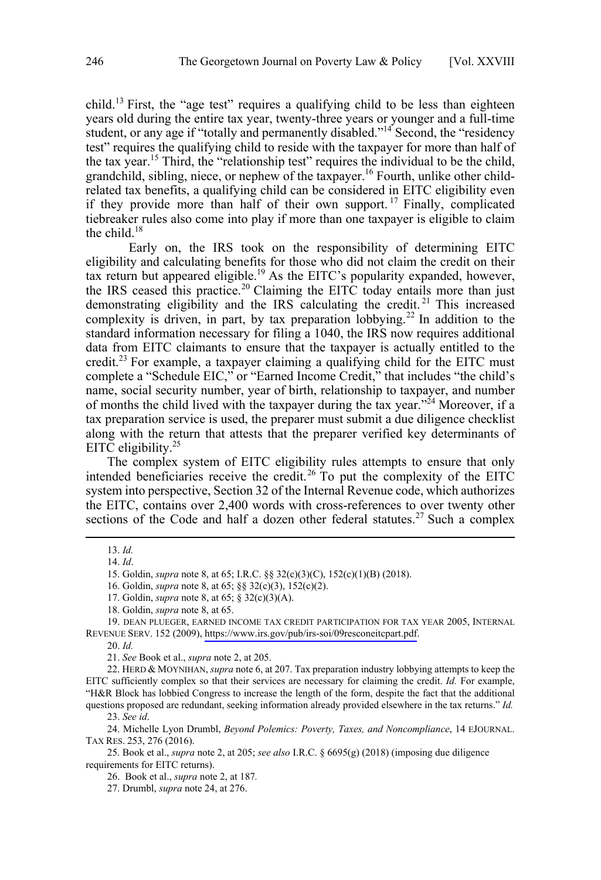child.[13] First, the "age test" requires a qualifying child to be less than eighteen years old during the entire tax year, twenty-three years or younger and a full-time student, or any age if "totally and permanently disabled."[14] Second, the "residency test" requires the qualifying child to reside with the taxpayer for more than half of the tax year.[15] Third, the "relationship test" requires the individual to be the child, grandchild, sibling, niece, or nephew of the taxpayer.[16] Fourth, unlike other child-related tax benefits, a qualifying child can be considered in EITC eligibility even if they provide more than half of their own support.[17] Finally, complicated tiebreaker rules also come into play if more than one taxpayer is eligible to claim the child.[18]

Early on, the IRS took on the responsibility of determining EITC eligibility and calculating benefits for those who did not claim the credit on their tax return but appeared eligible.[19] As the EITC's popularity expanded, however, the IRS ceased this practice.[20] Claiming the EITC today entails more than just demonstrating eligibility and the IRS calculating the credit.[21] This increased complexity is driven, in part, by tax preparation lobbying.[22] In addition to the standard information necessary for filing a 1040, the IRS now requires additional data from EITC claimants to ensure that the taxpayer is actually entitled to the credit.[23] For example, a taxpayer claiming a qualifying child for the EITC must complete a "Schedule EIC," or "Earned Income Credit," that includes "the child's name, social security number, year of birth, relationship to taxpayer, and number of months the child lived with the taxpayer during the tax year."[24] Moreover, if a tax preparation service is used, the preparer must submit a due diligence checklist along with the return that attests that the preparer verified key determinants of EITC eligibility.[25]

The complex system of EITC eligibility rules attempts to ensure that only intended beneficiaries receive the credit.[26] To put the complexity of the EITC system into perspective, Section 32 of the Internal Revenue code, which authorizes the EITC, contains over 2,400 words with cross-references to over twenty other sections of the Code and half a dozen other federal statutes.[27] Such a complex

---

13. *Id.*

14. *Id*.

15. Goldin, *supra* note 8, at 65; I.R.C. §§ 32(c)(3)(C), 152(c)(1)(B) (2018).

16. Goldin, *supra* note 8, at 65; §§ 32(c)(3), 152(c)(2).

17. Goldin, *supra* note 8, at 65; § 32(c)(3)(A).

18. Goldin, *supra* note 8, at 65.

19. DEAN PLUEGER, EARNED INCOME TAX CREDIT PARTICIPATION FOR TAX YEAR 2005, INTERNAL REVENUE SERV. 152 (2009), https://www.irs.gov/pub/irs-soi/09resconeitcpart.pdf.

20. *Id.*

21. *See* Book et al., *supra* note 2, at 205.

22. HERD & MOYNIHAN, *supra* note 6, at 207. Tax preparation industry lobbying attempts to keep the EITC sufficiently complex so that their services are necessary for claiming the credit. *Id.* For example, "H&R Block has lobbied Congress to increase the length of the form, despite the fact that the additional questions proposed are redundant, seeking information already provided elsewhere in the tax returns." *Id.*

23. *See id*.

24. Michelle Lyon Drumbl, *Beyond Polemics: Poverty, Taxes, and Noncompliance*, 14 EJOURNAL. TAX RES. 253, 276 (2016).

25. Book et al., *supra* note 2, at 205; *see also* I.R.C. § 6695(g) (2018) (imposing due diligence requirements for EITC returns).

26. Book et al., *supra* note 2, at 187*.*

27. Drumbl, *supra* note 24, at 276.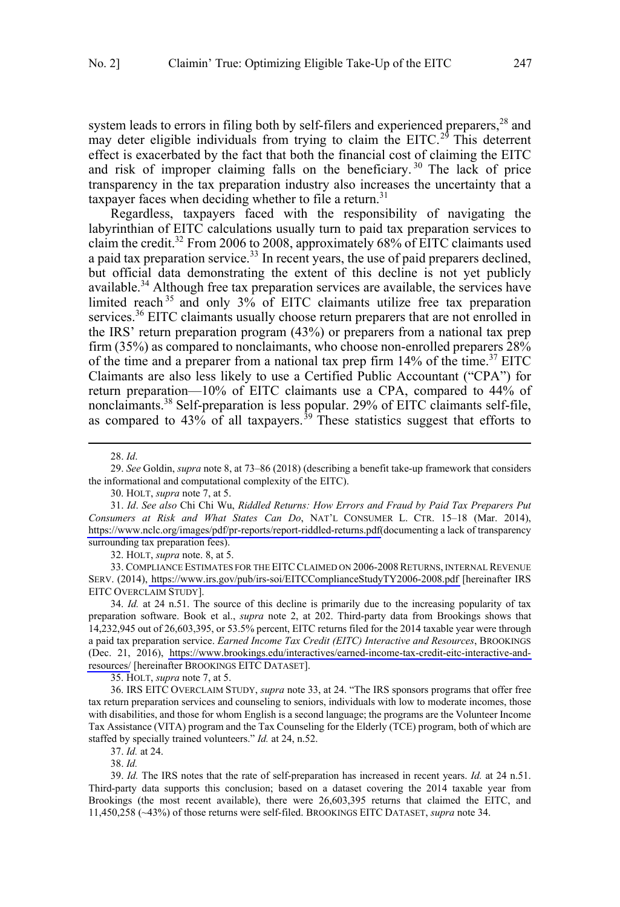system leads to errors in filing both by self-filers and experienced preparers,[28] and may deter eligible individuals from trying to claim the EITC.[29] This deterrent effect is exacerbated by the fact that both the financial cost of claiming the EITC and risk of improper claiming falls on the beneficiary.[30] The lack of price transparency in the tax preparation industry also increases the uncertainty that a taxpayer faces when deciding whether to file a return.[31]

Regardless, taxpayers faced with the responsibility of navigating the labyrinthian of EITC calculations usually turn to paid tax preparation services to claim the credit.[32] From 2006 to 2008, approximately 68% of EITC claimants used a paid tax preparation service.[33] In recent years, the use of paid preparers declined, but official data demonstrating the extent of this decline is not yet publicly available.[34] Although free tax preparation services are available, the services have limited reach[35] and only 3% of EITC claimants utilize free tax preparation services.[36] EITC claimants usually choose return preparers that are not enrolled in the IRS' return preparation program (43%) or preparers from a national tax prep firm (35%) as compared to nonclaimants, who choose non-enrolled preparers 28% of the time and a preparer from a national tax prep firm 14% of the time.[37] EITC Claimants are also less likely to use a Certified Public Accountant ("CPA") for return preparation—10% of EITC claimants use a CPA, compared to 44% of nonclaimants.[38] Self-preparation is less popular. 29% of EITC claimants self-file, as compared to 43% of all taxpayers.[39] These statistics suggest that efforts to

---

28. *Id*.

29. *See* Goldin, *supra* note 8, at 73–86 (2018) (describing a benefit take-up framework that considers the informational and computational complexity of the EITC).

30. HOLT, *supra* note 7, at 5.

31. *Id*. *See also* Chi Chi Wu, *Riddled Returns: How Errors and Fraud by Paid Tax Preparers Put Consumers at Risk and What States Can Do*, NAT'L CONSUMER L. CTR. 15–18 (Mar. 2014), https://www.nclc.org/images/pdf/pr-reports/report-riddled-returns.pdf(documenting a lack of transparency surrounding tax preparation fees).

32. HOLT, *supra* note. 8, at 5.

33. COMPLIANCE ESTIMATES FOR THE EITC CLAIMED ON 2006-2008 RETURNS, INTERNAL REVENUE SERV. (2014), https://www.irs.gov/pub/irs-soi/EITCComplianceStudyTY2006-2008.pdf [hereinafter IRS EITC OVERCLAIM STUDY].

34. *Id.* at 24 n.51. The source of this decline is primarily due to the increasing popularity of tax preparation software. Book et al., *supra* note 2, at 202. Third-party data from Brookings shows that 14,232,945 out of 26,603,395, or 53.5% percent, EITC returns filed for the 2014 taxable year were through a paid tax preparation service. *Earned Income Tax Credit (EITC) Interactive and Resources*, BROOKINGS (Dec. 21, 2016), https://www.brookings.edu/interactives/earned-income-tax-credit-eitc-interactive-and-resources/ [hereinafter BROOKINGS EITC DATASET].

35. HOLT, *supra* note 7, at 5.

36. IRS EITC OVERCLAIM STUDY, *supra* note 33, at 24. "The IRS sponsors programs that offer free tax return preparation services and counseling to seniors, individuals with low to moderate incomes, those with disabilities, and those for whom English is a second language; the programs are the Volunteer Income Tax Assistance (VITA) program and the Tax Counseling for the Elderly (TCE) program, both of which are staffed by specially trained volunteers." *Id.* at 24, n.52.

37. *Id.* at 24.

38. *Id.*

39. *Id.* The IRS notes that the rate of self-preparation has increased in recent years. *Id.* at 24 n.51. Third-party data supports this conclusion; based on a dataset covering the 2014 taxable year from Brookings (the most recent available), there were 26,603,395 returns that claimed the EITC, and 11,450,258 (~43%) of those returns were self-filed. BROOKINGS EITC DATASET, *supra* note 34.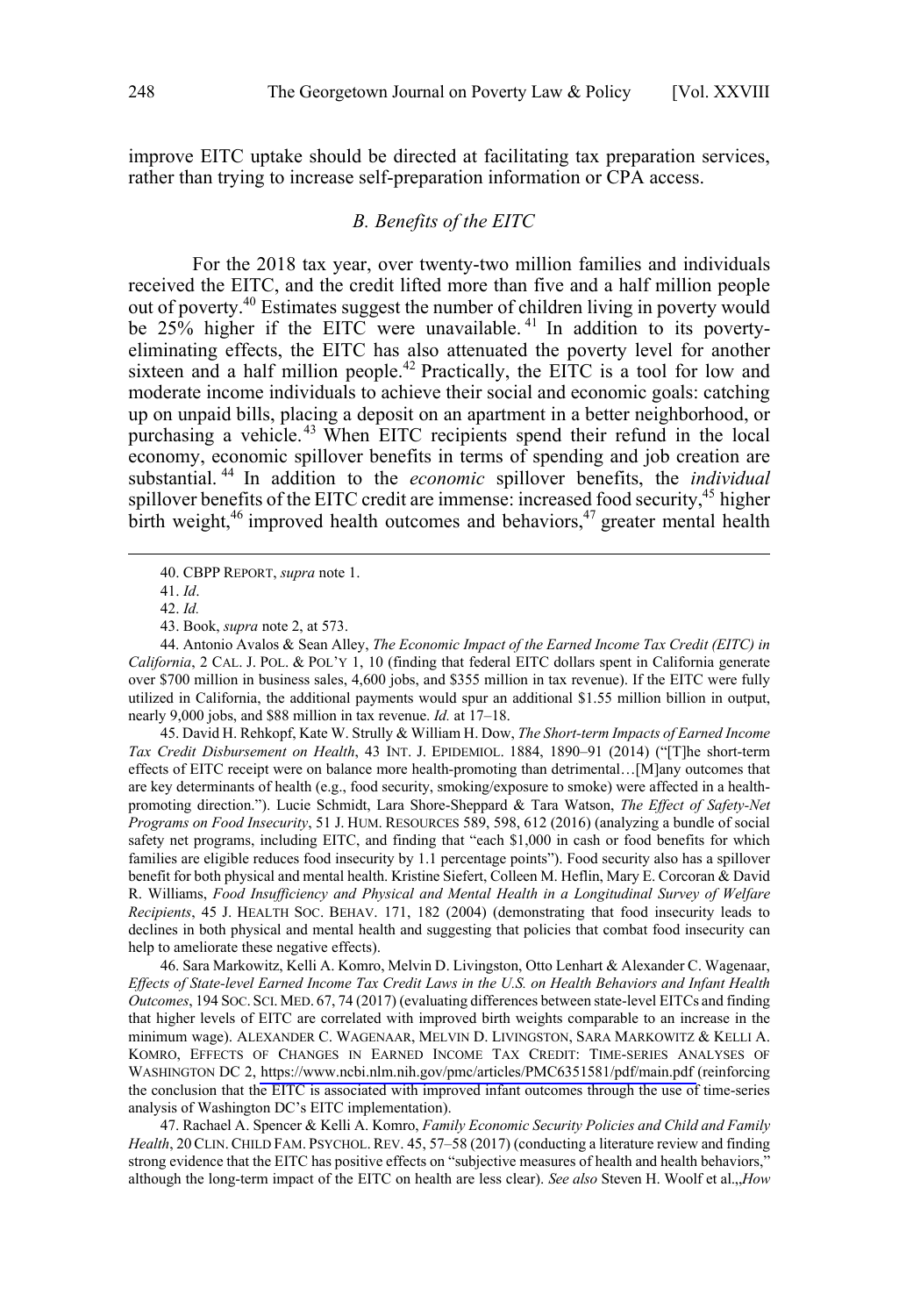improve EITC uptake should be directed at facilitating tax preparation services, rather than trying to increase self-preparation information or CPA access.

### *B. Benefits of the EITC*

For the 2018 tax year, over twenty-two million families and individuals received the EITC, and the credit lifted more than five and a half million people out of poverty.[40] Estimates suggest the number of children living in poverty would be 25% higher if the EITC were unavailable.[41] In addition to its poverty-eliminating effects, the EITC has also attenuated the poverty level for another sixteen and a half million people.[42] Practically, the EITC is a tool for low and moderate income individuals to achieve their social and economic goals: catching up on unpaid bills, placing a deposit on an apartment in a better neighborhood, or purchasing a vehicle.[43] When EITC recipients spend their refund in the local economy, economic spillover benefits in terms of spending and job creation are substantial.[44] In addition to the *economic* spillover benefits, the *individual* spillover benefits of the EITC credit are immense: increased food security,[45] higher birth weight,[46] improved health outcomes and behaviors,[47] greater mental health

---

40. CBPP REPORT, *supra* note 1.

41. *Id*.

42. *Id.*

43. Book, *supra* note 2, at 573.

44. Antonio Avalos & Sean Alley, *The Economic Impact of the Earned Income Tax Credit (EITC) in California*, 2 CAL. J. POL. & POL'Y 1, 10 (finding that federal EITC dollars spent in California generate over $700 million in business sales, 4,600 jobs, and $355 million in tax revenue). If the EITC were fully utilized in California, the additional payments would spur an additional $1.55 million billion in output, nearly 9,000 jobs, and $88 million in tax revenue. *Id.* at 17–18.

45. David H. Rehkopf, Kate W. Strully & William H. Dow, *The Short-term Impacts of Earned Income Tax Credit Disbursement on Health*, 43 INT. J. EPIDEMIOL. 1884, 1890–91 (2014) ("[T]he short-term effects of EITC receipt were on balance more health-promoting than detrimental…[M]any outcomes that are key determinants of health (e.g., food security, smoking/exposure to smoke) were affected in a health-promoting direction."). Lucie Schmidt, Lara Shore-Sheppard & Tara Watson, *The Effect of Safety-Net Programs on Food Insecurity*, 51 J. HUM. RESOURCES 589, 598, 612 (2016) (analyzing a bundle of social safety net programs, including EITC, and finding that "each $1,000 in cash or food benefits for which families are eligible reduces food insecurity by 1.1 percentage points"). Food security also has a spillover benefit for both physical and mental health. Kristine Siefert, Colleen M. Heflin, Mary E. Corcoran & David R. Williams, *Food Insufficiency and Physical and Mental Health in a Longitudinal Survey of Welfare Recipients*, 45 J. HEALTH SOC. BEHAV. 171, 182 (2004) (demonstrating that food insecurity leads to declines in both physical and mental health and suggesting that policies that combat food insecurity can help to ameliorate these negative effects).

46. Sara Markowitz, Kelli A. Komro, Melvin D. Livingston, Otto Lenhart & Alexander C. Wagenaar, *Effects of State-level Earned Income Tax Credit Laws in the U.S. on Health Behaviors and Infant Health Outcomes*, 194 SOC. SCI. MED. 67, 74 (2017) (evaluating differences between state-level EITCs and finding that higher levels of EITC are correlated with improved birth weights comparable to an increase in the minimum wage). ALEXANDER C. WAGENAAR, MELVIN D. LIVINGSTON, SARA MARKOWITZ & KELLI A. KOMRO, EFFECTS OF CHANGES IN EARNED INCOME TAX CREDIT: TIME-SERIES ANALYSES OF WASHINGTON DC 2, https://www.ncbi.nlm.nih.gov/pmc/articles/PMC6351581/pdf/main.pdf (reinforcing the conclusion that the EITC is associated with improved infant outcomes through the use of time-series analysis of Washington DC's EITC implementation).

47. Rachael A. Spencer & Kelli A. Komro, *Family Economic Security Policies and Child and Family Health*, 20 CLIN. CHILD FAM. PSYCHOL. REV. 45, 57–58 (2017) (conducting a literature review and finding strong evidence that the EITC has positive effects on "subjective measures of health and health behaviors," although the long-term impact of the EITC on health are less clear). *See also* Steven H. Woolf et al.,,*How*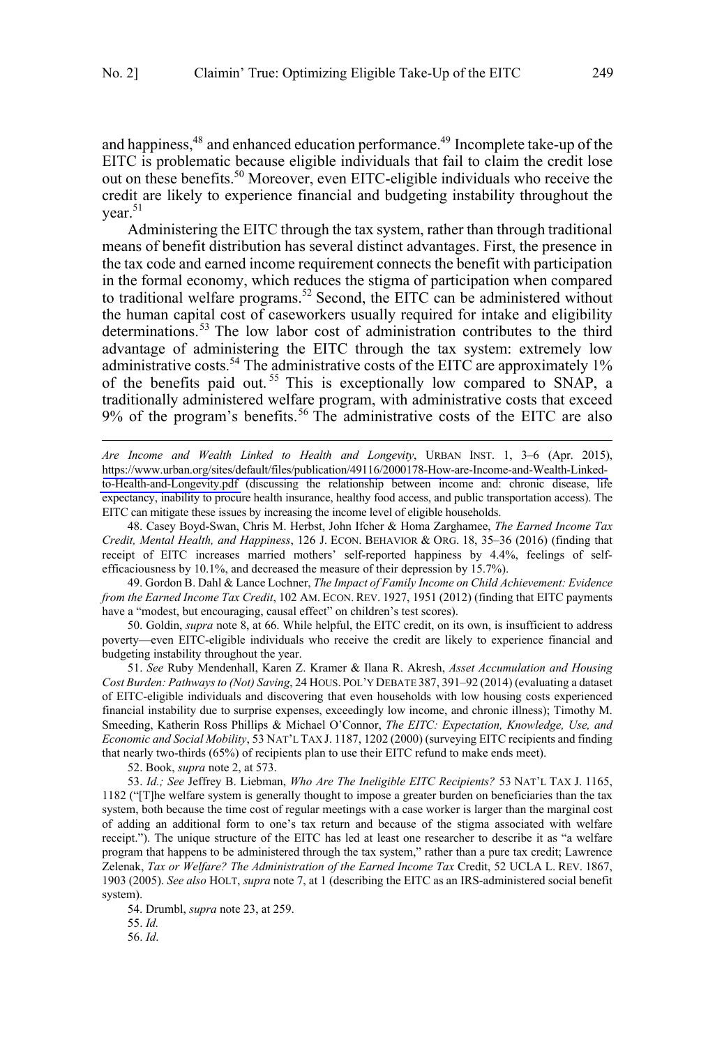and happiness,[48] and enhanced education performance.[49] Incomplete take-up of the EITC is problematic because eligible individuals that fail to claim the credit lose out on these benefits.[50] Moreover, even EITC-eligible individuals who receive the credit are likely to experience financial and budgeting instability throughout the year.[51]

Administering the EITC through the tax system, rather than through traditional means of benefit distribution has several distinct advantages. First, the presence in the tax code and earned income requirement connects the benefit with participation in the formal economy, which reduces the stigma of participation when compared to traditional welfare programs.[52] Second, the EITC can be administered without the human capital cost of caseworkers usually required for intake and eligibility determinations.[53] The low labor cost of administration contributes to the third advantage of administering the EITC through the tax system: extremely low administrative costs.[54] The administrative costs of the EITC are approximately 1% of the benefits paid out.[55] This is exceptionally low compared to SNAP, a traditionally administered welfare program, with administrative costs that exceed 9% of the program's benefits.[56] The administrative costs of the EITC are also

---

*Are Income and Wealth Linked to Health and Longevity*, URBAN INST. 1, 3–6 (Apr. 2015), https://www.urban.org/sites/default/files/publication/49116/2000178-How-are-Income-and-Wealth-Linked-to-Health-and-Longevity.pdf (discussing the relationship between income and: chronic disease, life expectancy, inability to procure health insurance, healthy food access, and public transportation access). The EITC can mitigate these issues by increasing the income level of eligible households.

48. Casey Boyd-Swan, Chris M. Herbst, John Ifcher & Homa Zarghamee, *The Earned Income Tax Credit, Mental Health, and Happiness*, 126 J. ECON. BEHAVIOR & ORG. 18, 35–36 (2016) (finding that receipt of EITC increases married mothers' self-reported happiness by 4.4%, feelings of self-efficaciousness by 10.1%, and decreased the measure of their depression by 15.7%).

49. Gordon B. Dahl & Lance Lochner, *The Impact of Family Income on Child Achievement: Evidence from the Earned Income Tax Credit*, 102 AM. ECON. REV. 1927, 1951 (2012) (finding that EITC payments have a "modest, but encouraging, causal effect" on children's test scores).

50. Goldin, *supra* note 8, at 66. While helpful, the EITC credit, on its own, is insufficient to address poverty—even EITC-eligible individuals who receive the credit are likely to experience financial and budgeting instability throughout the year.

51. *See* Ruby Mendenhall, Karen Z. Kramer & Ilana R. Akresh, *Asset Accumulation and Housing Cost Burden: Pathways to (Not) Saving*, 24 HOUS. POL'Y DEBATE 387, 391–92 (2014) (evaluating a dataset of EITC-eligible individuals and discovering that even households with low housing costs experienced financial instability due to surprise expenses, exceedingly low income, and chronic illness); Timothy M. Smeeding, Katherin Ross Phillips & Michael O'Connor, *The EITC: Expectation, Knowledge, Use, and Economic and Social Mobility*, 53 NAT'L TAX J. 1187, 1202 (2000) (surveying EITC recipients and finding that nearly two-thirds (65%) of recipients plan to use their EITC refund to make ends meet).

52. Book, *supra* note 2, at 573.

53. *Id.; See* Jeffrey B. Liebman, *Who Are The Ineligible EITC Recipients?* 53 NAT'L TAX J. 1165, 1182 ("[T]he welfare system is generally thought to impose a greater burden on beneficiaries than the tax system, both because the time cost of regular meetings with a case worker is larger than the marginal cost of adding an additional form to one's tax return and because of the stigma associated with welfare receipt."). The unique structure of the EITC has led at least one researcher to describe it as "a welfare program that happens to be administered through the tax system," rather than a pure tax credit; Lawrence Zelenak, *Tax or Welfare? The Administration of the Earned Income Tax* Credit, 52 UCLA L. REV. 1867, 1903 (2005). *See also* HOLT, *supra* note 7, at 1 (describing the EITC as an IRS-administered social benefit system).

54. Drumbl, *supra* note 23, at 259.

55. *Id.*

56. *Id*.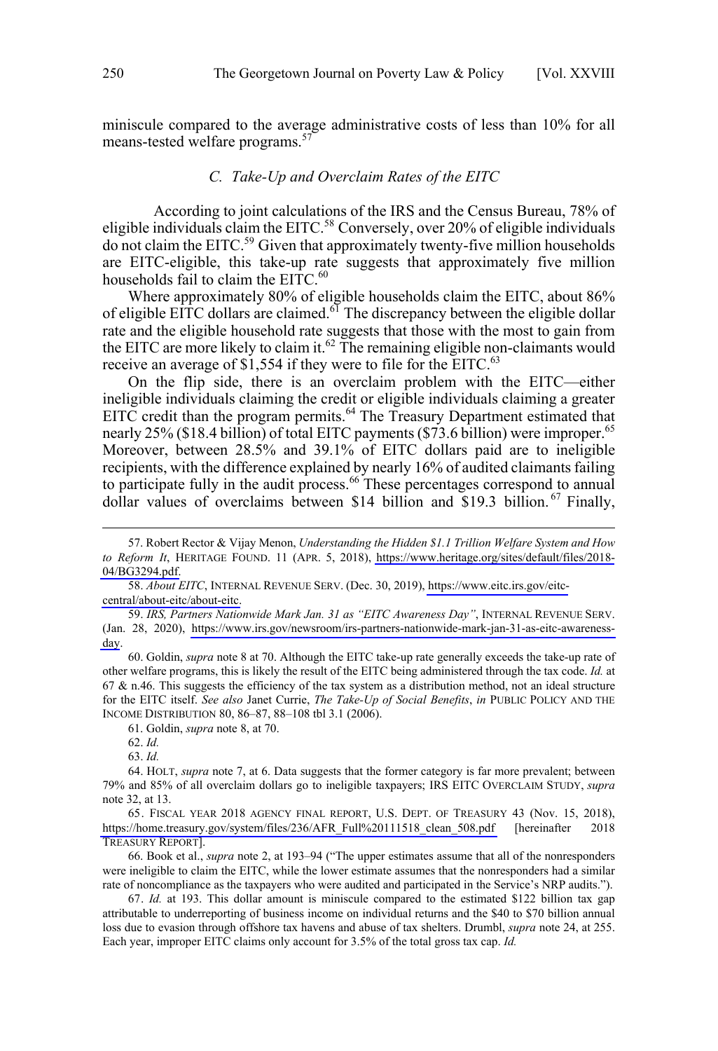miniscule compared to the average administrative costs of less than 10% for all means-tested welfare programs.[57]

### C. *Take-Up and Overclaim Rates of the EITC*

According to joint calculations of the IRS and the Census Bureau, 78% of eligible individuals claim the EITC.[58] Conversely, over 20% of eligible individuals do not claim the EITC.[59] Given that approximately twenty-five million households are EITC-eligible, this take-up rate suggests that approximately five million households fail to claim the EITC.[60]

Where approximately 80% of eligible households claim the EITC, about 86% of eligible EITC dollars are claimed.[61] The discrepancy between the eligible dollar rate and the eligible household rate suggests that those with the most to gain from the EITC are more likely to claim it.[62] The remaining eligible non-claimants would receive an average of $1,554 if they were to file for the EITC.[63]

On the flip side, there is an overclaim problem with the EITC—either ineligible individuals claiming the credit or eligible individuals claiming a greater EITC credit than the program permits.[64] The Treasury Department estimated that nearly 25% ($18.4 billion) of total EITC payments ($73.6 billion) were improper.[65] Moreover, between 28.5% and 39.1% of EITC dollars paid are to ineligible recipients, with the difference explained by nearly 16% of audited claimants failing to participate fully in the audit process.[66] These percentages correspond to annual dollar values of overclaims between $14 billion and $19.3 billion.[67] Finally,

---

57. Robert Rector & Vijay Menon, *Understanding the Hidden $1.1 Trillion Welfare System and How to Reform It*, HERITAGE FOUND. 11 (APR. 5, 2018), https://www.heritage.org/sites/default/files/2018-04/BG3294.pdf.

58. *About EITC*, INTERNAL REVENUE SERV. (Dec. 30, 2019), https://www.eitc.irs.gov/eitc-central/about-eitc/about-eitc.

59. *IRS, Partners Nationwide Mark Jan. 31 as "EITC Awareness Day"*, INTERNAL REVENUE SERV. (Jan. 28, 2020), https://www.irs.gov/newsroom/irs-partners-nationwide-mark-jan-31-as-eitc-awareness-day.

60. Goldin, *supra* note 8 at 70. Although the EITC take-up rate generally exceeds the take-up rate of other welfare programs, this is likely the result of the EITC being administered through the tax code. *Id.* at 67 & n.46. This suggests the efficiency of the tax system as a distribution method, not an ideal structure for the EITC itself. *See also* Janet Currie, *The Take-Up of Social Benefits*, *in* PUBLIC POLICY AND THE INCOME DISTRIBUTION 80, 86–87, 88–108 tbl 3.1 (2006).

61. Goldin, *supra* note 8, at 70.

62. *Id.*

63. *Id.*

64. HOLT, *supra* note 7, at 6. Data suggests that the former category is far more prevalent; between 79% and 85% of all overclaim dollars go to ineligible taxpayers; IRS EITC OVERCLAIM STUDY, *supra* note 32, at 13.

65. FISCAL YEAR 2018 AGENCY FINAL REPORT, U.S. DEPT. OF TREASURY 43 (Nov. 15, 2018), https://home.treasury.gov/system/files/236/AFR_Full%20111518_clean_508.pdf [hereinafter 2018 TREASURY REPORT].

66. Book et al., *supra* note 2, at 193–94 ("The upper estimates assume that all of the nonresponders were ineligible to claim the EITC, while the lower estimate assumes that the nonresponders had a similar rate of noncompliance as the taxpayers who were audited and participated in the Service's NRP audits.").

67. *Id.* at 193. This dollar amount is miniscule compared to the estimated $122 billion tax gap attributable to underreporting of business income on individual returns and the $40 to $70 billion annual loss due to evasion through offshore tax havens and abuse of tax shelters. Drumbl, *supra* note 24, at 255. Each year, improper EITC claims only account for 3.5% of the total gross tax cap. *Id.*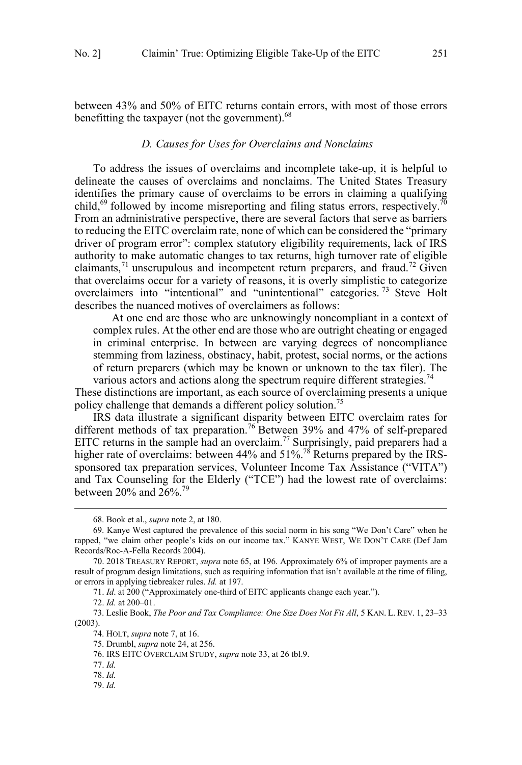between 43% and 50% of EITC returns contain errors, with most of those errors benefitting the taxpayer (not the government).[68]

### *D. Causes for Uses for Overclaims and Nonclaims*

To address the issues of overclaims and incomplete take-up, it is helpful to delineate the causes of overclaims and nonclaims. The United States Treasury identifies the primary cause of overclaims to be errors in claiming a qualifying child,[69] followed by income misreporting and filing status errors, respectively.[70] From an administrative perspective, there are several factors that serve as barriers to reducing the EITC overclaim rate, none of which can be considered the "primary driver of program error": complex statutory eligibility requirements, lack of IRS authority to make automatic changes to tax returns, high turnover rate of eligible claimants,[71] unscrupulous and incompetent return preparers, and fraud.[72] Given that overclaims occur for a variety of reasons, it is overly simplistic to categorize overclaimers into "intentional" and "unintentional" categories.[73] Steve Holt describes the nuanced motives of overclaimers as follows:

> At one end are those who are unknowingly noncompliant in a context of complex rules. At the other end are those who are outright cheating or engaged in criminal enterprise. In between are varying degrees of noncompliance stemming from laziness, obstinacy, habit, protest, social norms, or the actions of return preparers (which may be known or unknown to the tax filer). The various actors and actions along the spectrum require different strategies.[74]

These distinctions are important, as each source of overclaiming presents a unique policy challenge that demands a different policy solution.[75]

IRS data illustrate a significant disparity between EITC overclaim rates for different methods of tax preparation.[76] Between 39% and 47% of self-prepared EITC returns in the sample had an overclaim.[77] Surprisingly, paid preparers had a higher rate of overclaims: between 44% and 51%.[78] Returns prepared by the IRS-sponsored tax preparation services, Volunteer Income Tax Assistance ("VITA") and Tax Counseling for the Elderly ("TCE") had the lowest rate of overclaims: between 20% and 26%.[79]

---

68. Book et al., *supra* note 2, at 180.

69. Kanye West captured the prevalence of this social norm in his song "We Don't Care" when he rapped, "we claim other people's kids on our income tax." KANYE WEST, WE DON'T CARE (Def Jam Records/Roc-A-Fella Records 2004).

70. 2018 TREASURY REPORT, *supra* note 65, at 196. Approximately 6% of improper payments are a result of program design limitations, such as requiring information that isn't available at the time of filing, or errors in applying tiebreaker rules. *Id.* at 197.

71. *Id*. at 200 ("Approximately one-third of EITC applicants change each year.").

72. *Id.* at 200–01.

73. Leslie Book, *The Poor and Tax Compliance: One Size Does Not Fit All*, 5 KAN. L. REV. 1, 23–33 (2003).

74. HOLT, *supra* note 7, at 16.

75. Drumbl, *supra* note 24, at 256.

76. IRS EITC OVERCLAIM STUDY, *supra* note 33, at 26 tbl.9.

77. *Id.*

78. *Id.*

79. *Id.*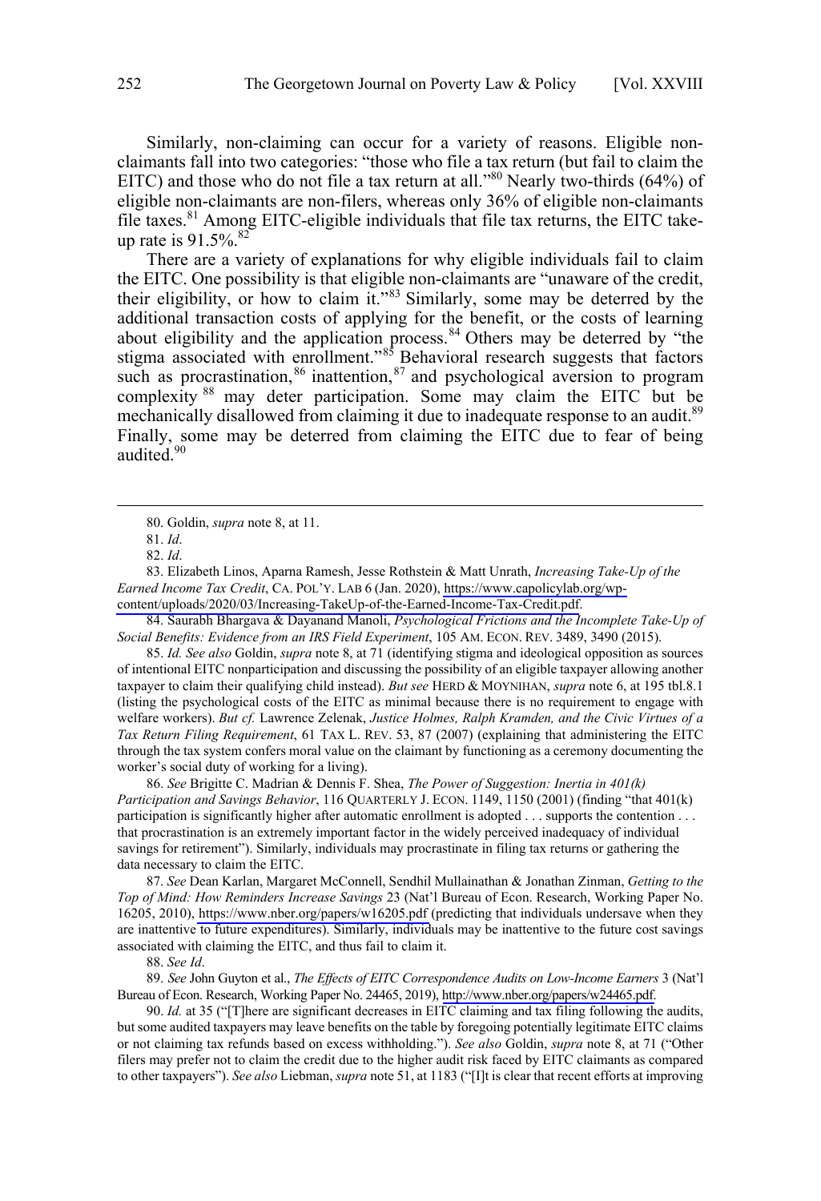Similarly, non-claiming can occur for a variety of reasons. Eligible non-claimants fall into two categories: "those who file a tax return (but fail to claim the EITC) and those who do not file a tax return at all."[80] Nearly two-thirds (64%) of eligible non-claimants are non-filers, whereas only 36% of eligible non-claimants file taxes.[81] Among EITC-eligible individuals that file tax returns, the EITC take-up rate is 91.5%.[82]

There are a variety of explanations for why eligible individuals fail to claim the EITC. One possibility is that eligible non-claimants are "unaware of the credit, their eligibility, or how to claim it."[83] Similarly, some may be deterred by the additional transaction costs of applying for the benefit, or the costs of learning about eligibility and the application process.[84] Others may be deterred by "the stigma associated with enrollment."[85] Behavioral research suggests that factors such as procrastination,[86] inattention,[87] and psychological aversion to program complexity[88] may deter participation. Some may claim the EITC but be mechanically disallowed from claiming it due to inadequate response to an audit.[89] Finally, some may be deterred from claiming the EITC due to fear of being audited.[90]

---

80. Goldin, *supra* note 8, at 11.

81. *Id*.

82. *Id*.

83. Elizabeth Linos, Aparna Ramesh, Jesse Rothstein & Matt Unrath, *Increasing Take-Up of the Earned Income Tax Credit*, CA. POL'Y. LAB 6 (Jan. 2020), https://www.capolicylab.org/wp-content/uploads/2020/03/Increasing-TakeUp-of-the-Earned-Income-Tax-Credit.pdf.

84. Saurabh Bhargava & Dayanand Manoli, *Psychological Frictions and the Incomplete Take-Up of Social Benefits: Evidence from an IRS Field Experiment*, 105 AM. ECON. REV. 3489, 3490 (2015).

85. *Id. See also* Goldin, *supra* note 8, at 71 (identifying stigma and ideological opposition as sources of intentional EITC nonparticipation and discussing the possibility of an eligible taxpayer allowing another taxpayer to claim their qualifying child instead). *But see* HERD & MOYNIHAN, *supra* note 6, at 195 tbl.8.1 (listing the psychological costs of the EITC as minimal because there is no requirement to engage with welfare workers). *But cf.* Lawrence Zelenak, *Justice Holmes, Ralph Kramden, and the Civic Virtues of a Tax Return Filing Requirement*, 61 TAX L. REV. 53, 87 (2007) (explaining that administering the EITC through the tax system confers moral value on the claimant by functioning as a ceremony documenting the worker's social duty of working for a living).

86. *See* Brigitte C. Madrian & Dennis F. Shea, *The Power of Suggestion: Inertia in 401(k) Participation and Savings Behavior*, 116 QUARTERLY J. ECON. 1149, 1150 (2001) (finding "that 401(k) participation is significantly higher after automatic enrollment is adopted . . . supports the contention . . . that procrastination is an extremely important factor in the widely perceived inadequacy of individual savings for retirement"). Similarly, individuals may procrastinate in filing tax returns or gathering the data necessary to claim the EITC.

87. *See* Dean Karlan, Margaret McConnell, Sendhil Mullainathan & Jonathan Zinman, *Getting to the Top of Mind: How Reminders Increase Savings* 23 (Nat'l Bureau of Econ. Research, Working Paper No. 16205, 2010), https://www.nber.org/papers/w16205.pdf (predicting that individuals undersave when they are inattentive to future expenditures). Similarly, individuals may be inattentive to the future cost savings associated with claiming the EITC, and thus fail to claim it.

88. *See Id*.

89. *See* John Guyton et al., *The Effects of EITC Correspondence Audits on Low-Income Earners* 3 (Nat'l Bureau of Econ. Research, Working Paper No. 24465, 2019), http://www.nber.org/papers/w24465.pdf.

90. *Id.* at 35 ("[T]here are significant decreases in EITC claiming and tax filing following the audits, but some audited taxpayers may leave benefits on the table by foregoing potentially legitimate EITC claims or not claiming tax refunds based on excess withholding."). *See also* Goldin, *supra* note 8, at 71 ("Other filers may prefer not to claim the credit due to the higher audit risk faced by EITC claimants as compared to other taxpayers"). *See also* Liebman, *supra* note 51, at 1183 ("[I]t is clear that recent efforts at improving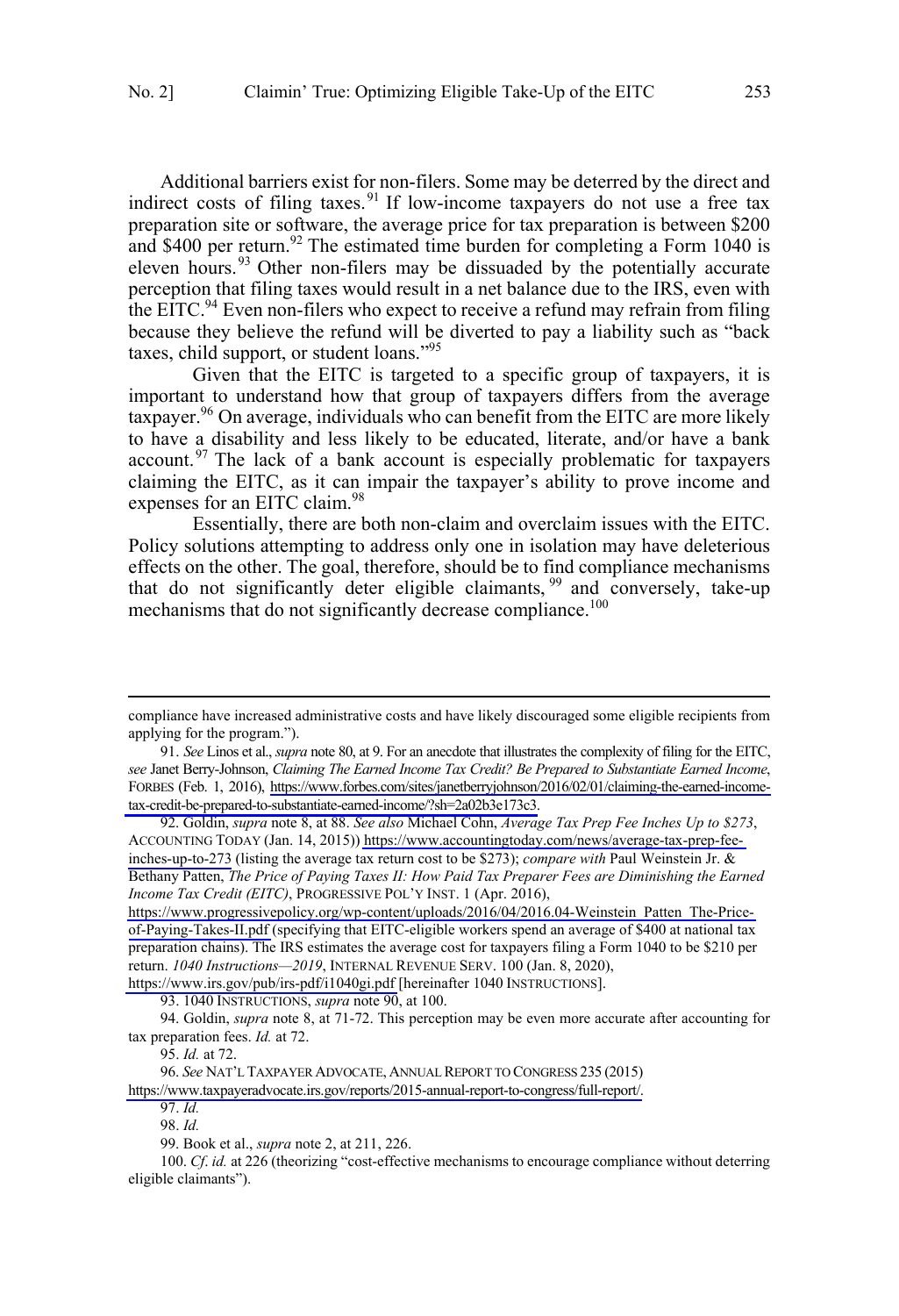Additional barriers exist for non-filers. Some may be deterred by the direct and indirect costs of filing taxes.[91] If low-income taxpayers do not use a free tax preparation site or software, the average price for tax preparation is between $200 and $400 per return.[92] The estimated time burden for completing a Form 1040 is eleven hours.[93] Other non-filers may be dissuaded by the potentially accurate perception that filing taxes would result in a net balance due to the IRS, even with the EITC.[94] Even non-filers who expect to receive a refund may refrain from filing because they believe the refund will be diverted to pay a liability such as "back taxes, child support, or student loans."[95]

Given that the EITC is targeted to a specific group of taxpayers, it is important to understand how that group of taxpayers differs from the average taxpayer.[96] On average, individuals who can benefit from the EITC are more likely to have a disability and less likely to be educated, literate, and/or have a bank account.[97] The lack of a bank account is especially problematic for taxpayers claiming the EITC, as it can impair the taxpayer's ability to prove income and expenses for an EITC claim.[98]

Essentially, there are both non-claim and overclaim issues with the EITC. Policy solutions attempting to address only one in isolation may have deleterious effects on the other. The goal, therefore, should be to find compliance mechanisms that do not significantly deter eligible claimants,[99] and conversely, take-up mechanisms that do not significantly decrease compliance.[100]

---

compliance have increased administrative costs and have likely discouraged some eligible recipients from applying for the program.").

91. *See* Linos et al., *supra* note 80, at 9. For an anecdote that illustrates the complexity of filing for the EITC, *see* Janet Berry-Johnson, *Claiming The Earned Income Tax Credit? Be Prepared to Substantiate Earned Income*, FORBES (Feb. 1, 2016), https://www.forbes.com/sites/janetberryjohnson/2016/02/01/claiming-the-earned-income-tax-credit-be-prepared-to-substantiate-earned-income/?sh=2a02b3e173c3.

92. Goldin, *supra* note 8, at 88. *See also* Michael Cohn, *Average Tax Prep Fee Inches Up to $273*, ACCOUNTING TODAY (Jan. 14, 2015)) https://www.accountingtoday.com/news/average-tax-prep-fee-inches-up-to-273 (listing the average tax return cost to be $273); *compare with* Paul Weinstein Jr. & Bethany Patten, *The Price of Paying Taxes II: How Paid Tax Preparer Fees are Diminishing the Earned Income Tax Credit (EITC)*, PROGRESSIVE POL'Y INST. 1 (Apr. 2016), https://www.progressivepolicy.org/wp-content/uploads/2016/04/2016.04-Weinstein_Patten_The-Price-of-Paying-Takes-II.pdf (specifying that EITC-eligible workers spend an average of $400 at national tax preparation chains). The IRS estimates the average cost for taxpayers filing a Form 1040 to be $210 per return. *1040 Instructions—2019*, INTERNAL REVENUE SERV. 100 (Jan. 8, 2020), https://www.irs.gov/pub/irs-pdf/i1040gi.pdf [hereinafter 1040 INSTRUCTIONS].

93. 1040 INSTRUCTIONS, *supra* note 90, at 100.

94. Goldin, *supra* note 8, at 71-72. This perception may be even more accurate after accounting for tax preparation fees. *Id.* at 72.

95. *Id.* at 72.

96. *See* NAT'L TAXPAYER ADVOCATE, ANNUAL REPORT TO CONGRESS 235 (2015) https://www.taxpayeradvocate.irs.gov/reports/2015-annual-report-to-congress/full-report/.

97. *Id.*

98. *Id.*

99. Book et al., *supra* note 2, at 211, 226.

100. *Cf. id.* at 226 (theorizing "cost-effective mechanisms to encourage compliance without deterring eligible claimants").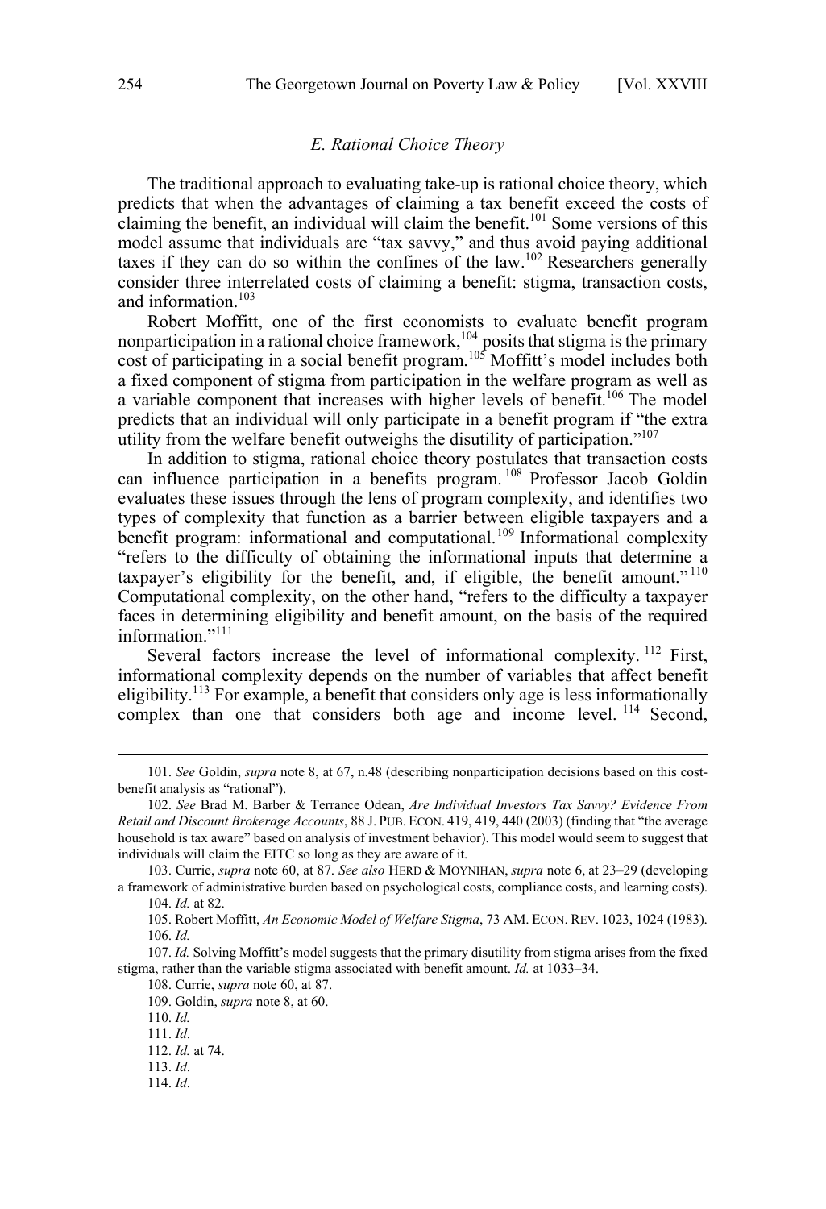### *E. Rational Choice Theory*

The traditional approach to evaluating take-up is rational choice theory, which predicts that when the advantages of claiming a tax benefit exceed the costs of claiming the benefit, an individual will claim the benefit.[101] Some versions of this model assume that individuals are "tax savvy," and thus avoid paying additional taxes if they can do so within the confines of the law.[102] Researchers generally consider three interrelated costs of claiming a benefit: stigma, transaction costs, and information.[103]

Robert Moffitt, one of the first economists to evaluate benefit program nonparticipation in a rational choice framework,[104] posits that stigma is the primary cost of participating in a social benefit program.[105] Moffitt's model includes both a fixed component of stigma from participation in the welfare program as well as a variable component that increases with higher levels of benefit.[106] The model predicts that an individual will only participate in a benefit program if "the extra utility from the welfare benefit outweighs the disutility of participation."[107]

In addition to stigma, rational choice theory postulates that transaction costs can influence participation in a benefits program.[108] Professor Jacob Goldin evaluates these issues through the lens of program complexity, and identifies two types of complexity that function as a barrier between eligible taxpayers and a benefit program: informational and computational.[109] Informational complexity "refers to the difficulty of obtaining the informational inputs that determine a taxpayer's eligibility for the benefit, and, if eligible, the benefit amount."[110] Computational complexity, on the other hand, "refers to the difficulty a taxpayer faces in determining eligibility and benefit amount, on the basis of the required information."[111]

Several factors increase the level of informational complexity.[112] First, informational complexity depends on the number of variables that affect benefit eligibility.[113] For example, a benefit that considers only age is less informationally complex than one that considers both age and income level.[114] Second,

---

101. *See* Goldin, *supra* note 8, at 67, n.48 (describing nonparticipation decisions based on this cost-benefit analysis as "rational").

102. *See* Brad M. Barber & Terrance Odean, *Are Individual Investors Tax Savvy? Evidence From Retail and Discount Brokerage Accounts*, 88 J. PUB. ECON. 419, 419, 440 (2003) (finding that "the average household is tax aware" based on analysis of investment behavior). This model would seem to suggest that individuals will claim the EITC so long as they are aware of it.

103. Currie, *supra* note 60, at 87. *See also* HERD & MOYNIHAN, *supra* note 6, at 23–29 (developing a framework of administrative burden based on psychological costs, compliance costs, and learning costs).

104. *Id.* at 82.

105. Robert Moffitt, *An Economic Model of Welfare Stigma*, 73 AM. ECON. REV. 1023, 1024 (1983).

106. *Id.*

107. *Id.* Solving Moffitt's model suggests that the primary disutility from stigma arises from the fixed stigma, rather than the variable stigma associated with benefit amount. *Id.* at 1033–34.

108. Currie, *supra* note 60, at 87.

109. Goldin, *supra* note 8, at 60.

110. *Id.*

111. *Id*.

112. *Id.* at 74.

113. *Id*.

114. *Id*.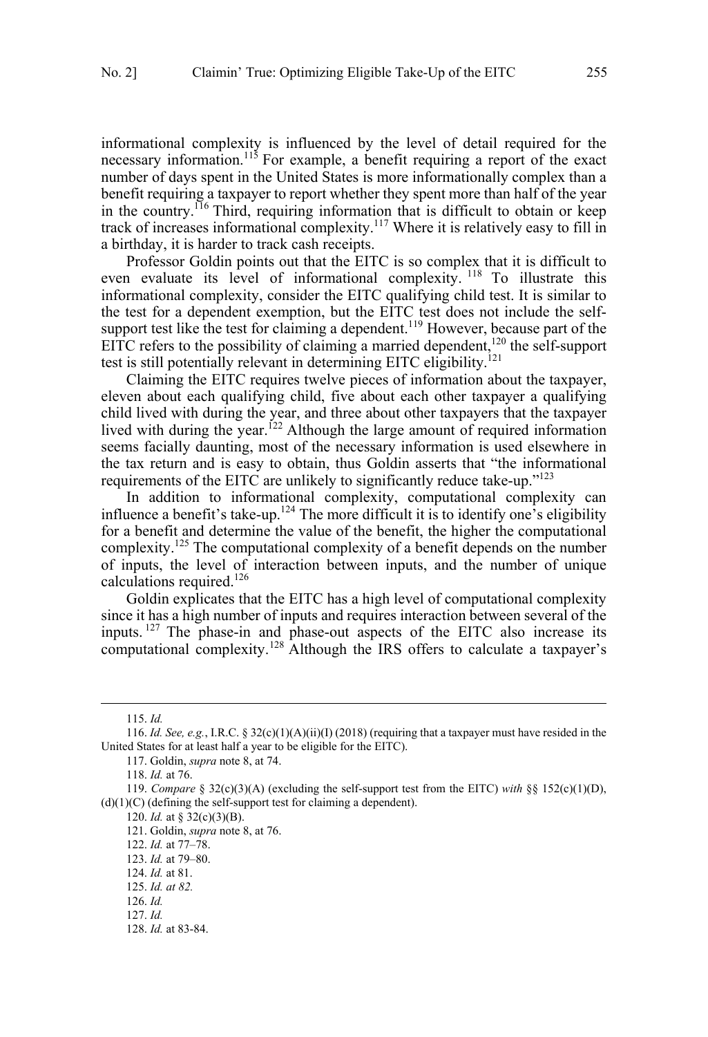informational complexity is influenced by the level of detail required for the necessary information.[115] For example, a benefit requiring a report of the exact number of days spent in the United States is more informationally complex than a benefit requiring a taxpayer to report whether they spent more than half of the year in the country.[116] Third, requiring information that is difficult to obtain or keep track of increases informational complexity.[117] Where it is relatively easy to fill in a birthday, it is harder to track cash receipts.

Professor Goldin points out that the EITC is so complex that it is difficult to even evaluate its level of informational complexity.[118] To illustrate this informational complexity, consider the EITC qualifying child test. It is similar to the test for a dependent exemption, but the EITC test does not include the self-support test like the test for claiming a dependent.[119] However, because part of the EITC refers to the possibility of claiming a married dependent,[120] the self-support test is still potentially relevant in determining EITC eligibility.[121]

Claiming the EITC requires twelve pieces of information about the taxpayer, eleven about each qualifying child, five about each other taxpayer a qualifying child lived with during the year, and three about other taxpayers that the taxpayer lived with during the year.[122] Although the large amount of required information seems facially daunting, most of the necessary information is used elsewhere in the tax return and is easy to obtain, thus Goldin asserts that "the informational requirements of the EITC are unlikely to significantly reduce take-up."[123]

In addition to informational complexity, computational complexity can influence a benefit's take-up.[124] The more difficult it is to identify one's eligibility for a benefit and determine the value of the benefit, the higher the computational complexity.[125] The computational complexity of a benefit depends on the number of inputs, the level of interaction between inputs, and the number of unique calculations required.[126]

Goldin explicates that the EITC has a high level of computational complexity since it has a high number of inputs and requires interaction between several of the inputs.[127] The phase-in and phase-out aspects of the EITC also increase its computational complexity.[128] Although the IRS offers to calculate a taxpayer's

---

115. *Id.*

116. *Id. See, e.g.*, I.R.C. § 32(c)(1)(A)(ii)(I) (2018) (requiring that a taxpayer must have resided in the United States for at least half a year to be eligible for the EITC).

117. Goldin, *supra* note 8, at 74.

118. *Id.* at 76.

119. *Compare* § 32(c)(3)(A) (excluding the self-support test from the EITC) *with* §§ 152(c)(1)(D), (d)(1)(C) (defining the self-support test for claiming a dependent).

120. *Id.* at § 32(c)(3)(B).

121. Goldin, *supra* note 8, at 76.

122. *Id.* at 77–78.

123. *Id.* at 79–80.

124. *Id.* at 81.

125. *Id. at 82.*

126. *Id.*

127. *Id.*

128. *Id.* at 83-84.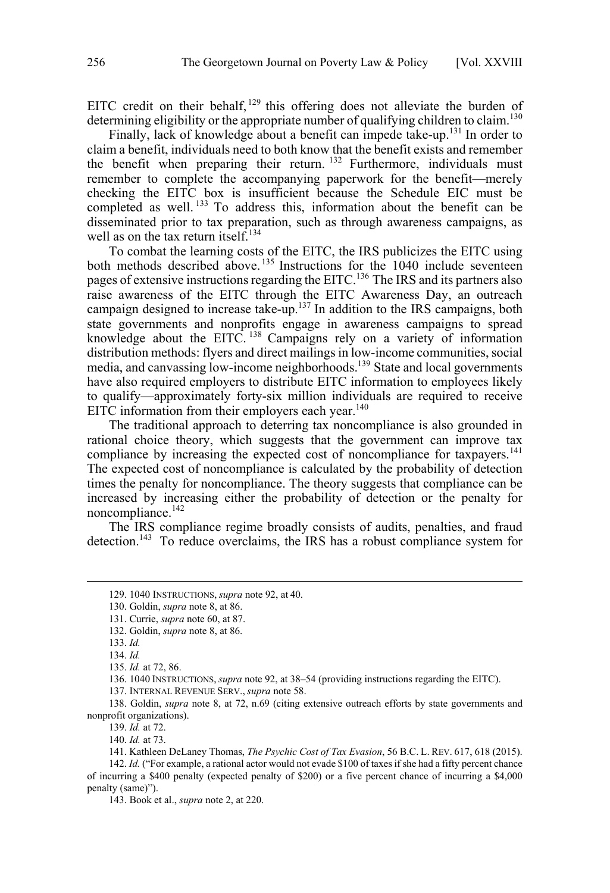EITC credit on their behalf,[129] this offering does not alleviate the burden of determining eligibility or the appropriate number of qualifying children to claim.[130]

Finally, lack of knowledge about a benefit can impede take-up.[131] In order to claim a benefit, individuals need to both know that the benefit exists and remember the benefit when preparing their return.[132] Furthermore, individuals must remember to complete the accompanying paperwork for the benefit—merely checking the EITC box is insufficient because the Schedule EIC must be completed as well.[133] To address this, information about the benefit can be disseminated prior to tax preparation, such as through awareness campaigns, as well as on the tax return itself.[134]

To combat the learning costs of the EITC, the IRS publicizes the EITC using both methods described above.[135] Instructions for the 1040 include seventeen pages of extensive instructions regarding the EITC.[136] The IRS and its partners also raise awareness of the EITC through the EITC Awareness Day, an outreach campaign designed to increase take-up.[137] In addition to the IRS campaigns, both state governments and nonprofits engage in awareness campaigns to spread knowledge about the EITC.[138] Campaigns rely on a variety of information distribution methods: flyers and direct mailings in low-income communities, social media, and canvassing low-income neighborhoods.[139] State and local governments have also required employers to distribute EITC information to employees likely to qualify—approximately forty-six million individuals are required to receive EITC information from their employers each year.[140]

The traditional approach to deterring tax noncompliance is also grounded in rational choice theory, which suggests that the government can improve tax compliance by increasing the expected cost of noncompliance for taxpayers.[141] The expected cost of noncompliance is calculated by the probability of detection times the penalty for noncompliance. The theory suggests that compliance can be increased by increasing either the probability of detection or the penalty for noncompliance.[142]

The IRS compliance regime broadly consists of audits, penalties, and fraud detection.[143] To reduce overclaims, the IRS has a robust compliance system for

---

129. 1040 INSTRUCTIONS, *supra* note 92, at 40.

130. Goldin, *supra* note 8, at 86.

131. Currie, *supra* note 60, at 87.

132. Goldin, *supra* note 8, at 86.

133. *Id.*

134. *Id.*

135. *Id.* at 72, 86.

136. 1040 INSTRUCTIONS, *supra* note 92, at 38–54 (providing instructions regarding the EITC).

137. INTERNAL REVENUE SERV., *supra* note 58.

138. Goldin, *supra* note 8, at 72, n.69 (citing extensive outreach efforts by state governments and nonprofit organizations).

139. *Id.* at 72.

140. *Id.* at 73.

141. Kathleen DeLaney Thomas, *The Psychic Cost of Tax Evasion*, 56 B.C. L. REV. 617, 618 (2015).

142. *Id.* ("For example, a rational actor would not evade $100 of taxes if she had a fifty percent chance of incurring a $400 penalty (expected penalty of $200) or a five percent chance of incurring a $4,000 penalty (same)").

143. Book et al., *supra* note 2, at 220.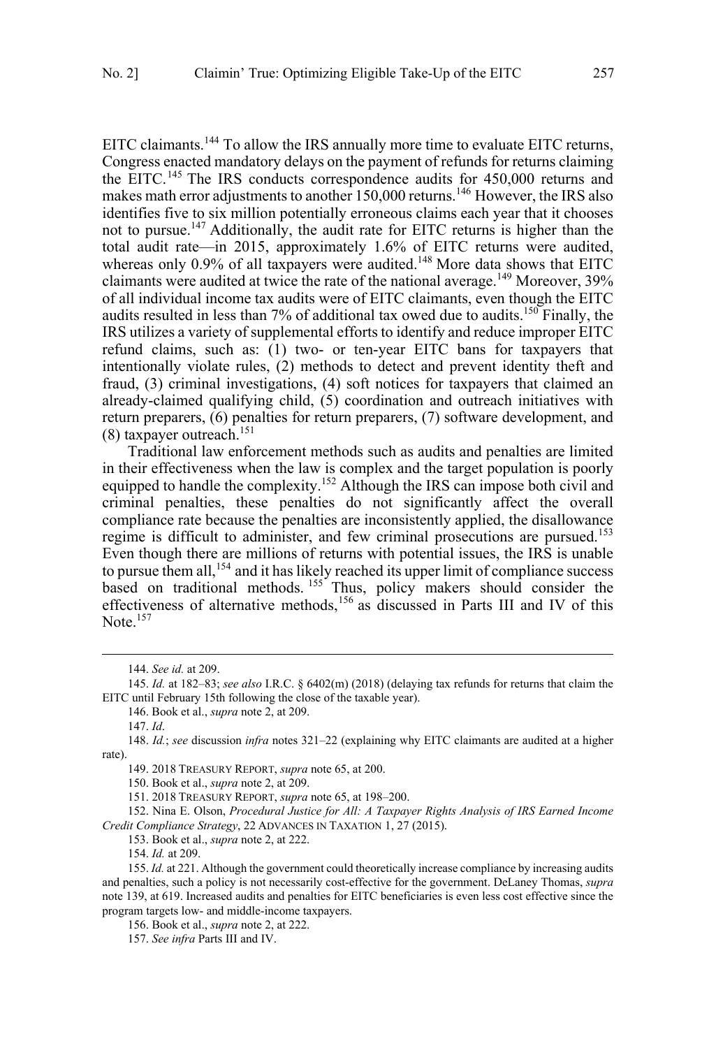EITC claimants.[144] To allow the IRS annually more time to evaluate EITC returns, Congress enacted mandatory delays on the payment of refunds for returns claiming the EITC.[145] The IRS conducts correspondence audits for 450,000 returns and makes math error adjustments to another 150,000 returns.[146] However, the IRS also identifies five to six million potentially erroneous claims each year that it chooses not to pursue.[147] Additionally, the audit rate for EITC returns is higher than the total audit rate—in 2015, approximately 1.6% of EITC returns were audited, whereas only 0.9% of all taxpayers were audited.[148] More data shows that EITC claimants were audited at twice the rate of the national average.[149] Moreover, 39% of all individual income tax audits were of EITC claimants, even though the EITC audits resulted in less than 7% of additional tax owed due to audits.[150] Finally, the IRS utilizes a variety of supplemental efforts to identify and reduce improper EITC refund claims, such as: (1) two- or ten-year EITC bans for taxpayers that intentionally violate rules, (2) methods to detect and prevent identity theft and fraud, (3) criminal investigations, (4) soft notices for taxpayers that claimed an already-claimed qualifying child, (5) coordination and outreach initiatives with return preparers, (6) penalties for return preparers, (7) software development, and (8) taxpayer outreach.[151]

Traditional law enforcement methods such as audits and penalties are limited in their effectiveness when the law is complex and the target population is poorly equipped to handle the complexity.[152] Although the IRS can impose both civil and criminal penalties, these penalties do not significantly affect the overall compliance rate because the penalties are inconsistently applied, the disallowance regime is difficult to administer, and few criminal prosecutions are pursued.[153] Even though there are millions of returns with potential issues, the IRS is unable to pursue them all,[154] and it has likely reached its upper limit of compliance success based on traditional methods.[155] Thus, policy makers should consider the effectiveness of alternative methods,[156] as discussed in Parts III and IV of this Note.[157]

---

144. *See id.* at 209.

145. *Id.* at 182–83; *see also* I.R.C. § 6402(m) (2018) (delaying tax refunds for returns that claim the EITC until February 15th following the close of the taxable year).

146. Book et al., *supra* note 2, at 209.

147. *Id*.

148. *Id.*; *see* discussion *infra* notes 321–22 (explaining why EITC claimants are audited at a higher rate).

149. 2018 TREASURY REPORT, *supra* note 65, at 200.

150. Book et al., *supra* note 2, at 209.

151. 2018 TREASURY REPORT, *supra* note 65, at 198–200.

152. Nina E. Olson, *Procedural Justice for All: A Taxpayer Rights Analysis of IRS Earned Income Credit Compliance Strategy*, 22 ADVANCES IN TAXATION 1, 27 (2015).

153. Book et al., *supra* note 2, at 222.

154. *Id.* at 209.

155. *Id.* at 221. Although the government could theoretically increase compliance by increasing audits and penalties, such a policy is not necessarily cost-effective for the government. DeLaney Thomas, *supra* note 139, at 619. Increased audits and penalties for EITC beneficiaries is even less cost effective since the program targets low- and middle-income taxpayers.

156. Book et al., *supra* note 2, at 222.

157. *See infra* Parts III and IV.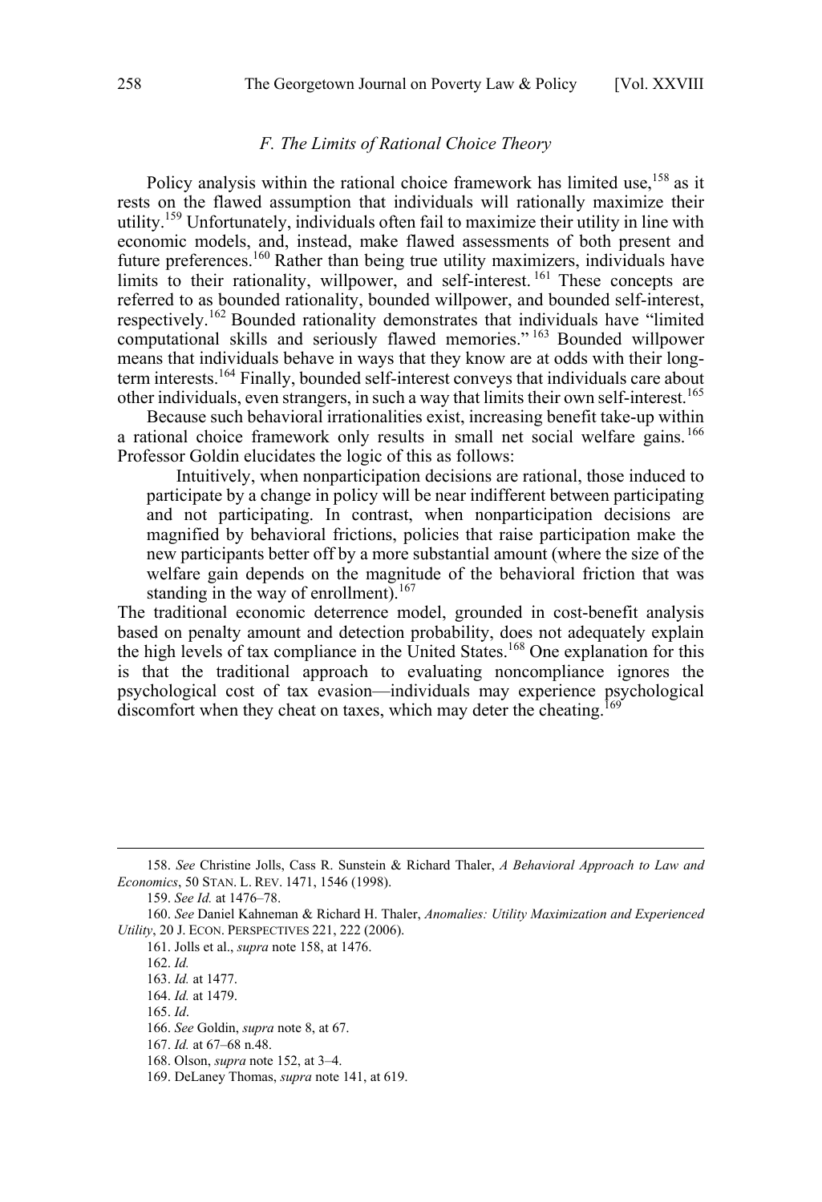### *F. The Limits of Rational Choice Theory*

Policy analysis within the rational choice framework has limited use,[158] as it rests on the flawed assumption that individuals will rationally maximize their utility.[159] Unfortunately, individuals often fail to maximize their utility in line with economic models, and, instead, make flawed assessments of both present and future preferences.[160] Rather than being true utility maximizers, individuals have limits to their rationality, willpower, and self-interest.[161] These concepts are referred to as bounded rationality, bounded willpower, and bounded self-interest, respectively.[162] Bounded rationality demonstrates that individuals have "limited computational skills and seriously flawed memories."[163] Bounded willpower means that individuals behave in ways that they know are at odds with their long-term interests.[164] Finally, bounded self-interest conveys that individuals care about other individuals, even strangers, in such a way that limits their own self-interest.[165]

Because such behavioral irrationalities exist, increasing benefit take-up within a rational choice framework only results in small net social welfare gains.[166] Professor Goldin elucidates the logic of this as follows:

> Intuitively, when nonparticipation decisions are rational, those induced to participate by a change in policy will be near indifferent between participating and not participating. In contrast, when nonparticipation decisions are magnified by behavioral frictions, policies that raise participation make the new participants better off by a more substantial amount (where the size of the welfare gain depends on the magnitude of the behavioral friction that was standing in the way of enrollment).[167]

The traditional economic deterrence model, grounded in cost-benefit analysis based on penalty amount and detection probability, does not adequately explain the high levels of tax compliance in the United States.[168] One explanation for this is that the traditional approach to evaluating noncompliance ignores the psychological cost of tax evasion—individuals may experience psychological discomfort when they cheat on taxes, which may deter the cheating.[169]

---

158. *See* Christine Jolls, Cass R. Sunstein & Richard Thaler, *A Behavioral Approach to Law and Economics*, 50 STAN. L. REV. 1471, 1546 (1998).

159. *See Id.* at 1476–78.

160. *See* Daniel Kahneman & Richard H. Thaler, *Anomalies: Utility Maximization and Experienced Utility*, 20 J. ECON. PERSPECTIVES 221, 222 (2006).

161. Jolls et al., *supra* note 158, at 1476.

162. *Id.*

163. *Id.* at 1477.

164. *Id.* at 1479.

165. *Id*.

166. *See* Goldin, *supra* note 8, at 67.

167. *Id.* at 67–68 n.48.

168. Olson, *supra* note 152, at 3–4.

169. DeLaney Thomas, *supra* note 141, at 619.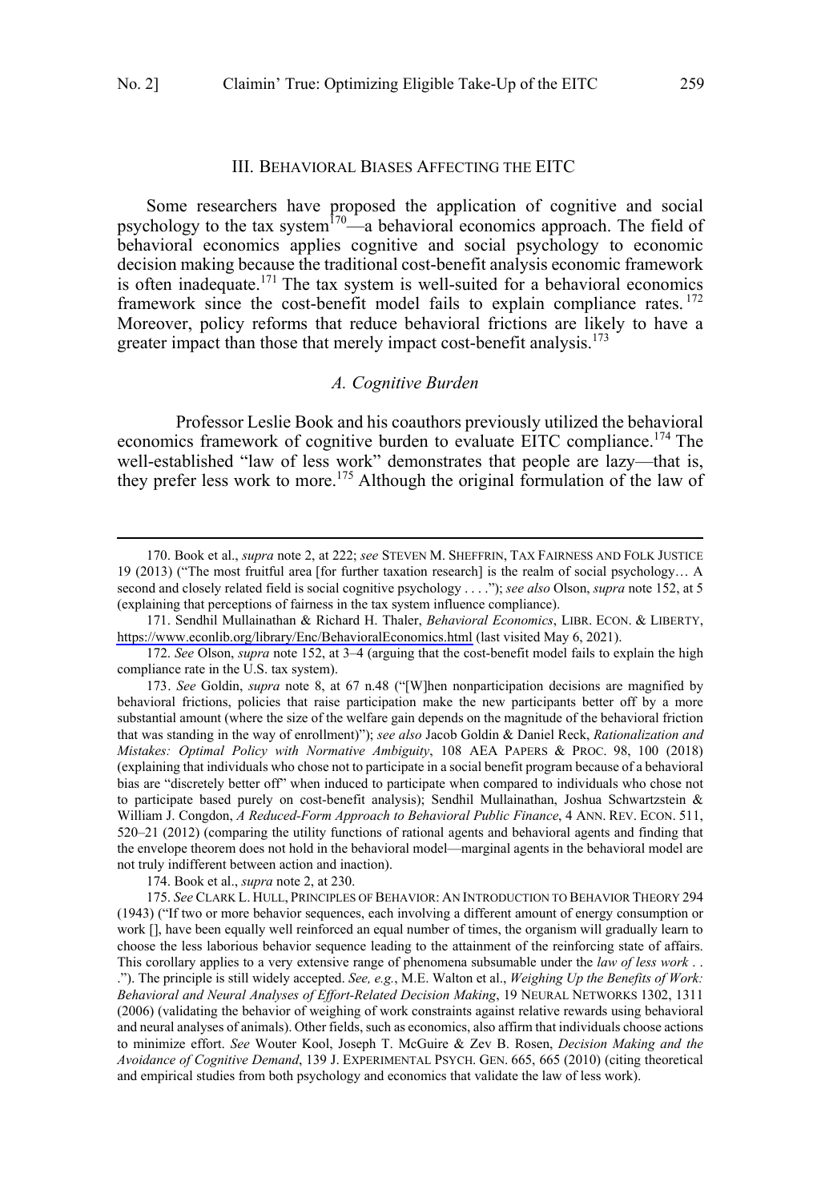## III. BEHAVIORAL BIASES AFFECTING THE EITC

Some researchers have proposed the application of cognitive and social psychology to the tax system[170]—a behavioral economics approach. The field of behavioral economics applies cognitive and social psychology to economic decision making because the traditional cost-benefit analysis economic framework is often inadequate.[171] The tax system is well-suited for a behavioral economics framework since the cost-benefit model fails to explain compliance rates.[172] Moreover, policy reforms that reduce behavioral frictions are likely to have a greater impact than those that merely impact cost-benefit analysis.[173]

### *A. Cognitive Burden*

Professor Leslie Book and his coauthors previously utilized the behavioral economics framework of cognitive burden to evaluate EITC compliance.[174] The well-established "law of less work" demonstrates that people are lazy—that is, they prefer less work to more.[175] Although the original formulation of the law of

---

170. Book et al., *supra* note 2, at 222; *see* STEVEN M. SHEFFRIN, TAX FAIRNESS AND FOLK JUSTICE 19 (2013) ("The most fruitful area [for further taxation research] is the realm of social psychology… A second and closely related field is social cognitive psychology . . . ."); *see also* Olson, *supra* note 152, at 5 (explaining that perceptions of fairness in the tax system influence compliance).

171. Sendhil Mullainathan & Richard H. Thaler, *Behavioral Economics*, LIBR. ECON. & LIBERTY, https://www.econlib.org/library/Enc/BehavioralEconomics.html (last visited May 6, 2021).

172. *See* Olson, *supra* note 152, at 3–4 (arguing that the cost-benefit model fails to explain the high compliance rate in the U.S. tax system).

173. *See* Goldin, *supra* note 8, at 67 n.48 ("[W]hen nonparticipation decisions are magnified by behavioral frictions, policies that raise participation make the new participants better off by a more substantial amount (where the size of the welfare gain depends on the magnitude of the behavioral friction that was standing in the way of enrollment)"); *see also* Jacob Goldin & Daniel Reck, *Rationalization and Mistakes: Optimal Policy with Normative Ambiguity*, 108 AEA PAPERS & PROC. 98, 100 (2018) (explaining that individuals who chose not to participate in a social benefit program because of a behavioral bias are "discretely better off" when induced to participate when compared to individuals who chose not to participate based purely on cost-benefit analysis); Sendhil Mullainathan, Joshua Schwartzstein & William J. Congdon, *A Reduced-Form Approach to Behavioral Public Finance*, 4 ANN. REV. ECON. 511, 520–21 (2012) (comparing the utility functions of rational agents and behavioral agents and finding that the envelope theorem does not hold in the behavioral model—marginal agents in the behavioral model are not truly indifferent between action and inaction).

174. Book et al., *supra* note 2, at 230.

175. *See* CLARK L. HULL, PRINCIPLES OF BEHAVIOR: AN INTRODUCTION TO BEHAVIOR THEORY 294 (1943) ("If two or more behavior sequences, each involving a different amount of energy consumption or work [], have been equally well reinforced an equal number of times, the organism will gradually learn to choose the less laborious behavior sequence leading to the attainment of the reinforcing state of affairs. This corollary applies to a very extensive range of phenomena subsumable under the *law of less work* . . ."). The principle is still widely accepted. *See, e.g.*, M.E. Walton et al., *Weighing Up the Benefits of Work: Behavioral and Neural Analyses of Effort-Related Decision Making*, 19 NEURAL NETWORKS 1302, 1311 (2006) (validating the behavior of weighing of work constraints against relative rewards using behavioral and neural analyses of animals). Other fields, such as economics, also affirm that individuals choose actions to minimize effort. *See* Wouter Kool, Joseph T. McGuire & Zev B. Rosen, *Decision Making and the Avoidance of Cognitive Demand*, 139 J. EXPERIMENTAL PSYCH. GEN. 665, 665 (2010) (citing theoretical and empirical studies from both psychology and economics that validate the law of less work).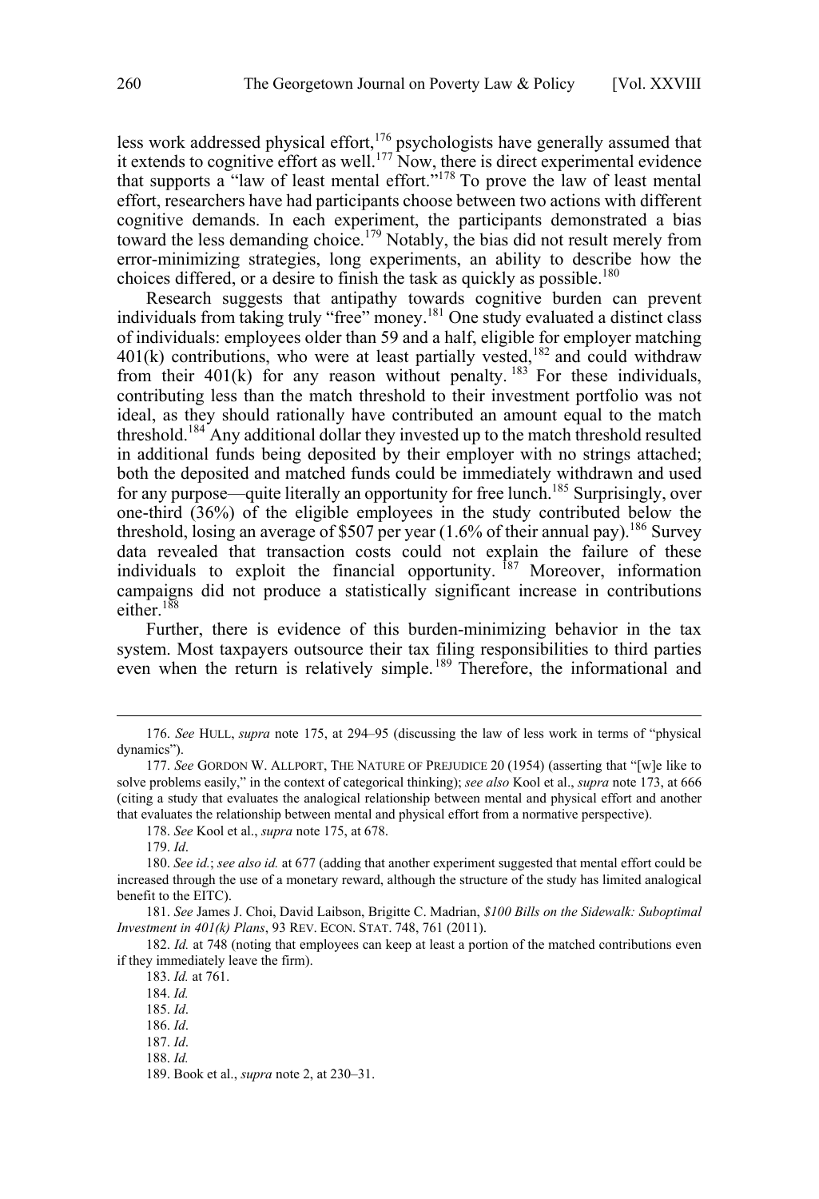less work addressed physical effort,[176] psychologists have generally assumed that it extends to cognitive effort as well.[177] Now, there is direct experimental evidence that supports a "law of least mental effort."[178] To prove the law of least mental effort, researchers have had participants choose between two actions with different cognitive demands. In each experiment, the participants demonstrated a bias toward the less demanding choice.[179] Notably, the bias did not result merely from error-minimizing strategies, long experiments, an ability to describe how the choices differed, or a desire to finish the task as quickly as possible.[180]

Research suggests that antipathy towards cognitive burden can prevent individuals from taking truly "free" money.[181] One study evaluated a distinct class of individuals: employees older than 59 and a half, eligible for employer matching 401(k) contributions, who were at least partially vested,[182] and could withdraw from their 401(k) for any reason without penalty.[183] For these individuals, contributing less than the match threshold to their investment portfolio was not ideal, as they should rationally have contributed an amount equal to the match threshold.[184] Any additional dollar they invested up to the match threshold resulted in additional funds being deposited by their employer with no strings attached; both the deposited and matched funds could be immediately withdrawn and used for any purpose—quite literally an opportunity for free lunch.[185] Surprisingly, over one-third (36%) of the eligible employees in the study contributed below the threshold, losing an average of $507 per year (1.6% of their annual pay).[186] Survey data revealed that transaction costs could not explain the failure of these individuals to exploit the financial opportunity.[187] Moreover, information campaigns did not produce a statistically significant increase in contributions either.[188]

Further, there is evidence of this burden-minimizing behavior in the tax system. Most taxpayers outsource their tax filing responsibilities to third parties even when the return is relatively simple.[189] Therefore, the informational and

---

176. *See* HULL, *supra* note 175, at 294–95 (discussing the law of less work in terms of "physical dynamics").

177. *See* GORDON W. ALLPORT, THE NATURE OF PREJUDICE 20 (1954) (asserting that "[w]e like to solve problems easily," in the context of categorical thinking); *see also* Kool et al., *supra* note 173, at 666 (citing a study that evaluates the analogical relationship between mental and physical effort and another that evaluates the relationship between mental and physical effort from a normative perspective).

178. *See* Kool et al., *supra* note 175, at 678.

179. *Id*.

180. *See id.*; *see also id.* at 677 (adding that another experiment suggested that mental effort could be increased through the use of a monetary reward, although the structure of the study has limited analogical benefit to the EITC).

181. *See* James J. Choi, David Laibson, Brigitte C. Madrian, *$100 Bills on the Sidewalk: Suboptimal Investment in 401(k) Plans*, 93 REV. ECON. STAT. 748, 761 (2011).

182. *Id.* at 748 (noting that employees can keep at least a portion of the matched contributions even if they immediately leave the firm).

183. *Id.* at 761.

184. *Id.*

185. *Id*.

186. *Id*.

187. *Id*.

188. *Id.*

189. Book et al., *supra* note 2, at 230–31.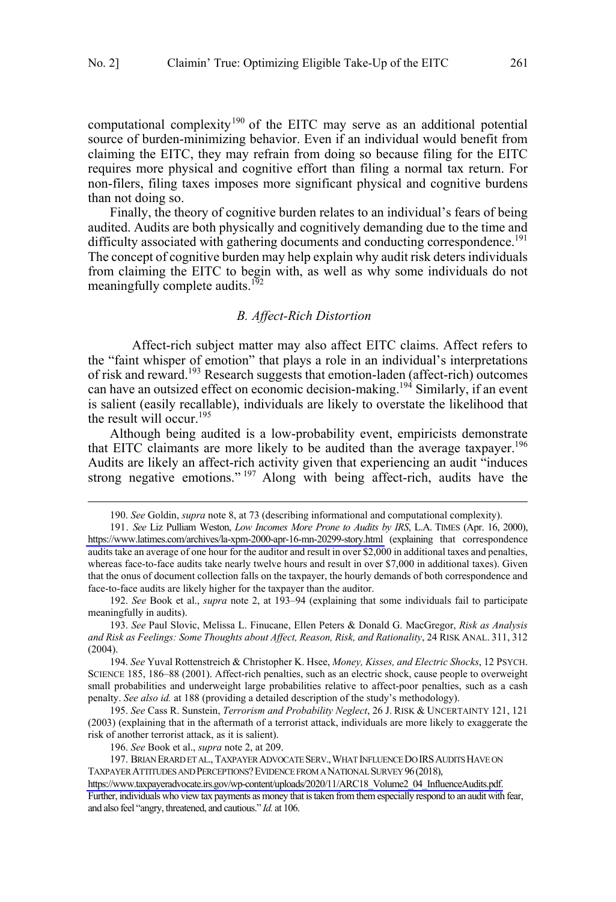computational complexity[190] of the EITC may serve as an additional potential source of burden-minimizing behavior. Even if an individual would benefit from claiming the EITC, they may refrain from doing so because filing for the EITC requires more physical and cognitive effort than filing a normal tax return. For non-filers, filing taxes imposes more significant physical and cognitive burdens than not doing so.

Finally, the theory of cognitive burden relates to an individual's fears of being audited. Audits are both physically and cognitively demanding due to the time and difficulty associated with gathering documents and conducting correspondence.[191] The concept of cognitive burden may help explain why audit risk deters individuals from claiming the EITC to begin with, as well as why some individuals do not meaningfully complete audits.[192]

### *B. Affect-Rich Distortion*

Affect-rich subject matter may also affect EITC claims. Affect refers to the "faint whisper of emotion" that plays a role in an individual's interpretations of risk and reward.[193] Research suggests that emotion-laden (affect-rich) outcomes can have an outsized effect on economic decision-making.[194] Similarly, if an event is salient (easily recallable), individuals are likely to overstate the likelihood that the result will occur.[195]

Although being audited is a low-probability event, empiricists demonstrate that EITC claimants are more likely to be audited than the average taxpayer.[196] Audits are likely an affect-rich activity given that experiencing an audit "induces strong negative emotions."[197] Along with being affect-rich, audits have the

---

190. *See* Goldin, *supra* note 8, at 73 (describing informational and computational complexity).

191. *See* Liz Pulliam Weston, *Low Incomes More Prone to Audits by IRS*, L.A. TIMES (Apr. 16, 2000), https://www.latimes.com/archives/la-xpm-2000-apr-16-mn-20299-story.html (explaining that correspondence audits take an average of one hour for the auditor and result in over $2,000 in additional taxes and penalties, whereas face-to-face audits take nearly twelve hours and result in over $7,000 in additional taxes). Given that the onus of document collection falls on the taxpayer, the hourly demands of both correspondence and face-to-face audits are likely higher for the taxpayer than the auditor.

192. *See* Book et al., *supra* note 2, at 193–94 (explaining that some individuals fail to participate meaningfully in audits).

193. *See* Paul Slovic, Melissa L. Finucane, Ellen Peters & Donald G. MacGregor, *Risk as Analysis and Risk as Feelings: Some Thoughts about Affect, Reason, Risk, and Rationality*, 24 RISK ANAL. 311, 312 (2004).

194. *See* Yuval Rottenstreich & Christopher K. Hsee, *Money, Kisses, and Electric Shocks*, 12 PSYCH. SCIENCE 185, 186–88 (2001). Affect-rich penalties, such as an electric shock, cause people to overweight small probabilities and underweight large probabilities relative to affect-poor penalties, such as a cash penalty. *See also id.* at 188 (providing a detailed description of the study's methodology).

195. *See* Cass R. Sunstein, *Terrorism and Probability Neglect*, 26 J. RISK & UNCERTAINTY 121, 121 (2003) (explaining that in the aftermath of a terrorist attack, individuals are more likely to exaggerate the risk of another terrorist attack, as it is salient).

196. *See* Book et al., *supra* note 2, at 209.

197. BRIAN ERARD ET AL., TAXPAYER ADVOCATE SERV., WHAT INFLUENCE DO IRS AUDITS HAVE ON TAXPAYER ATTITUDES AND PERCEPTIONS? EVIDENCE FROM A NATIONAL SURVEY 96 (2018), https://www.taxpayeradvocate.irs.gov/wp-content/uploads/2020/11/ARC18_Volume2_04_InfluenceAudits.pdf. Further, individuals who view tax payments as money that is taken from them especially respond to an audit with fear, and also feel "angry, threatened, and cautious." *Id.* at 106.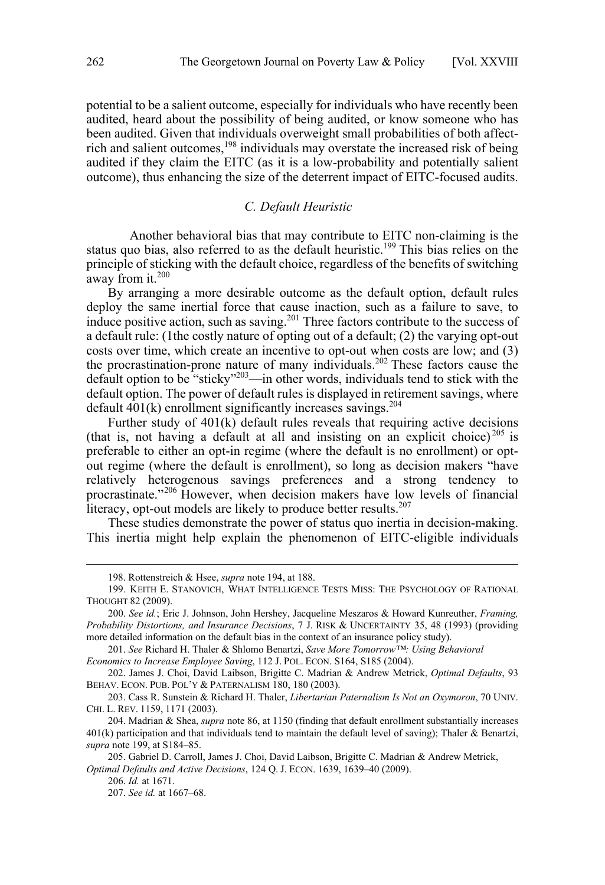potential to be a salient outcome, especially for individuals who have recently been audited, heard about the possibility of being audited, or know someone who has been audited. Given that individuals overweight small probabilities of both affect-rich and salient outcomes,[198] individuals may overstate the increased risk of being audited if they claim the EITC (as it is a low-probability and potentially salient outcome), thus enhancing the size of the deterrent impact of EITC-focused audits.

### *C. Default Heuristic*

Another behavioral bias that may contribute to EITC non-claiming is the status quo bias, also referred to as the default heuristic.[199] This bias relies on the principle of sticking with the default choice, regardless of the benefits of switching away from it.[200]

By arranging a more desirable outcome as the default option, default rules deploy the same inertial force that cause inaction, such as a failure to save, to induce positive action, such as saving.[201] Three factors contribute to the success of a default rule: (1the costly nature of opting out of a default; (2) the varying opt-out costs over time, which create an incentive to opt-out when costs are low; and (3) the procrastination-prone nature of many individuals.[202] These factors cause the default option to be "sticky"[203]—in other words, individuals tend to stick with the default option. The power of default rules is displayed in retirement savings, where default 401(k) enrollment significantly increases savings.[204]

Further study of 401(k) default rules reveals that requiring active decisions (that is, not having a default at all and insisting on an explicit choice)[205] is preferable to either an opt-in regime (where the default is no enrollment) or opt-out regime (where the default is enrollment), so long as decision makers "have relatively heterogenous savings preferences and a strong tendency to procrastinate."[206] However, when decision makers have low levels of financial literacy, opt-out models are likely to produce better results.[207]

These studies demonstrate the power of status quo inertia in decision-making. This inertia might help explain the phenomenon of EITC-eligible individuals

---

198. Rottenstreich & Hsee, *supra* note 194, at 188.

199. KEITH E. STANOVICH, WHAT INTELLIGENCE TESTS MISS: THE PSYCHOLOGY OF RATIONAL THOUGHT 82 (2009).

200. *See id.*; Eric J. Johnson, John Hershey, Jacqueline Meszaros & Howard Kunreuther, *Framing, Probability Distortions, and Insurance Decisions*, 7 J. RISK & UNCERTAINTY 35, 48 (1993) (providing more detailed information on the default bias in the context of an insurance policy study).

201. *See* Richard H. Thaler & Shlomo Benartzi, *Save More Tomorrow™: Using Behavioral Economics to Increase Employee Saving*, 112 J. POL. ECON. S164, S185 (2004).

202. James J. Choi, David Laibson, Brigitte C. Madrian & Andrew Metrick, *Optimal Defaults*, 93 BEHAV. ECON. PUB. POL'Y & PATERNALISM 180, 180 (2003).

203. Cass R. Sunstein & Richard H. Thaler, *Libertarian Paternalism Is Not an Oxymoron*, 70 UNIV. CHI. L. REV. 1159, 1171 (2003).

204. Madrian & Shea, *supra* note 86, at 1150 (finding that default enrollment substantially increases 401(k) participation and that individuals tend to maintain the default level of saving); Thaler & Benartzi, *supra* note 199, at S184–85.

205. Gabriel D. Carroll, James J. Choi, David Laibson, Brigitte C. Madrian & Andrew Metrick, *Optimal Defaults and Active Decisions*, 124 Q. J. ECON. 1639, 1639–40 (2009).

206. *Id.* at 1671.

207. *See id.* at 1667–68.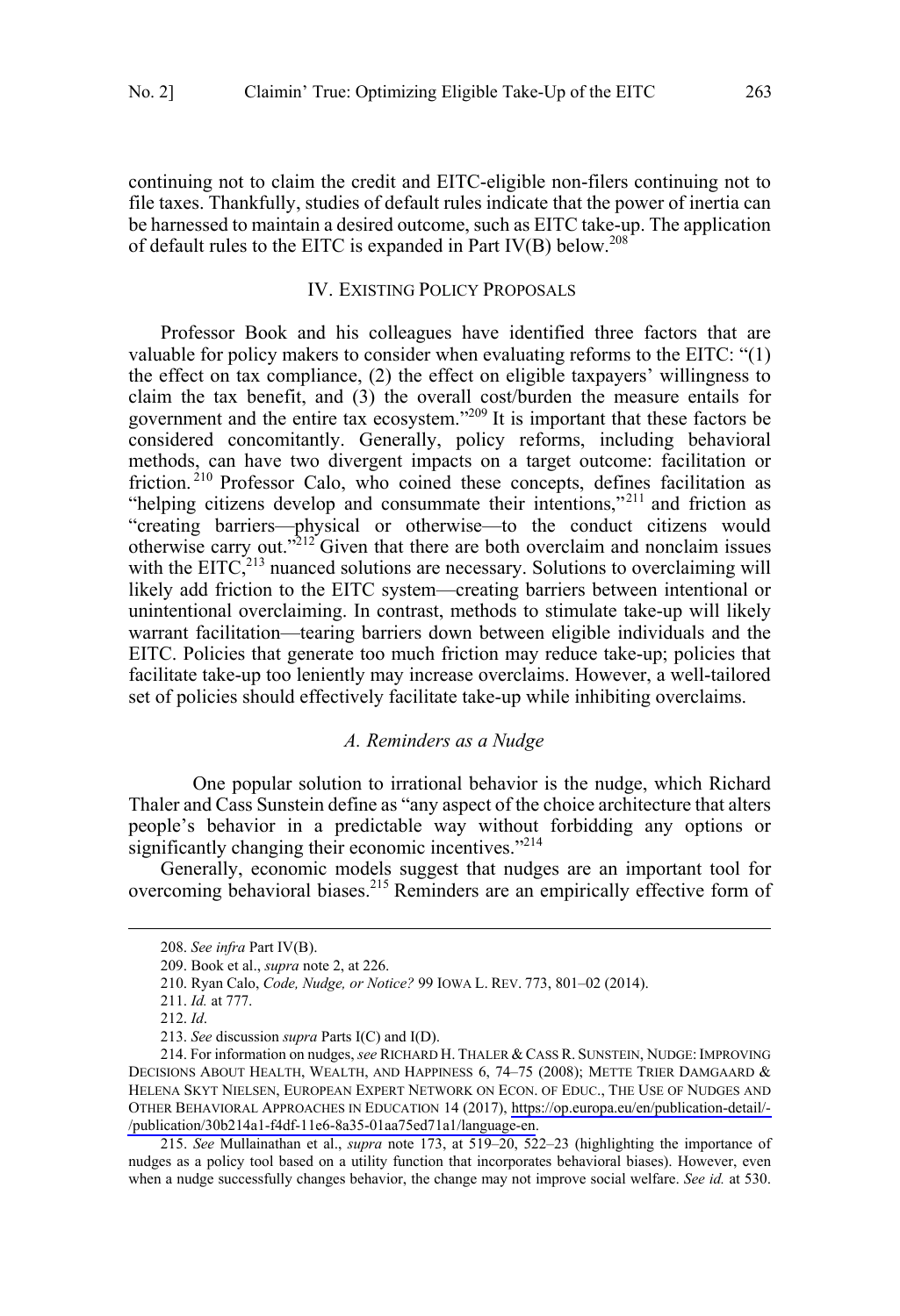continuing not to claim the credit and EITC-eligible non-filers continuing not to file taxes. Thankfully, studies of default rules indicate that the power of inertia can be harnessed to maintain a desired outcome, such as EITC take-up. The application of default rules to the EITC is expanded in Part IV(B) below.[208]

## IV. EXISTING POLICY PROPOSALS

Professor Book and his colleagues have identified three factors that are valuable for policy makers to consider when evaluating reforms to the EITC: "(1) the effect on tax compliance, (2) the effect on eligible taxpayers' willingness to claim the tax benefit, and (3) the overall cost/burden the measure entails for government and the entire tax ecosystem."[209] It is important that these factors be considered concomitantly. Generally, policy reforms, including behavioral methods, can have two divergent impacts on a target outcome: facilitation or friction.[210] Professor Calo, who coined these concepts, defines facilitation as "helping citizens develop and consummate their intentions,"[211] and friction as "creating barriers—physical or otherwise—to the conduct citizens would otherwise carry out."[212] Given that there are both overclaim and nonclaim issues with the EITC,[213] nuanced solutions are necessary. Solutions to overclaiming will likely add friction to the EITC system—creating barriers between intentional or unintentional overclaiming. In contrast, methods to stimulate take-up will likely warrant facilitation—tearing barriers down between eligible individuals and the EITC. Policies that generate too much friction may reduce take-up; policies that facilitate take-up too leniently may increase overclaims. However, a well-tailored set of policies should effectively facilitate take-up while inhibiting overclaims.

### *A. Reminders as a Nudge*

One popular solution to irrational behavior is the nudge, which Richard Thaler and Cass Sunstein define as "any aspect of the choice architecture that alters people's behavior in a predictable way without forbidding any options or significantly changing their economic incentives."[214]

Generally, economic models suggest that nudges are an important tool for overcoming behavioral biases.[215] Reminders are an empirically effective form of

---

208. *See infra* Part IV(B).

209. Book et al., *supra* note 2, at 226.

210. Ryan Calo, *Code, Nudge, or Notice?* 99 IOWA L. REV. 773, 801–02 (2014).

211. *Id.* at 777.

212. *Id*.

213. *See* discussion *supra* Parts I(C) and I(D).

214. For information on nudges, *see* RICHARD H. THALER & CASS R. SUNSTEIN, NUDGE: IMPROVING DECISIONS ABOUT HEALTH, WEALTH, AND HAPPINESS 6, 74–75 (2008); METTE TRIER DAMGAARD & HELENA SKYT NIELSEN, EUROPEAN EXPERT NETWORK ON ECON. OF EDUC., THE USE OF NUDGES AND OTHER BEHAVIORAL APPROACHES IN EDUCATION 14 (2017), https://op.europa.eu/en/publication-detail/-/publication/30b214a1-f4df-11e6-8a35-01aa75ed71a1/language-en.

215. *See* Mullainathan et al., *supra* note 173, at 519–20, 522–23 (highlighting the importance of nudges as a policy tool based on a utility function that incorporates behavioral biases). However, even when a nudge successfully changes behavior, the change may not improve social welfare. *See id.* at 530.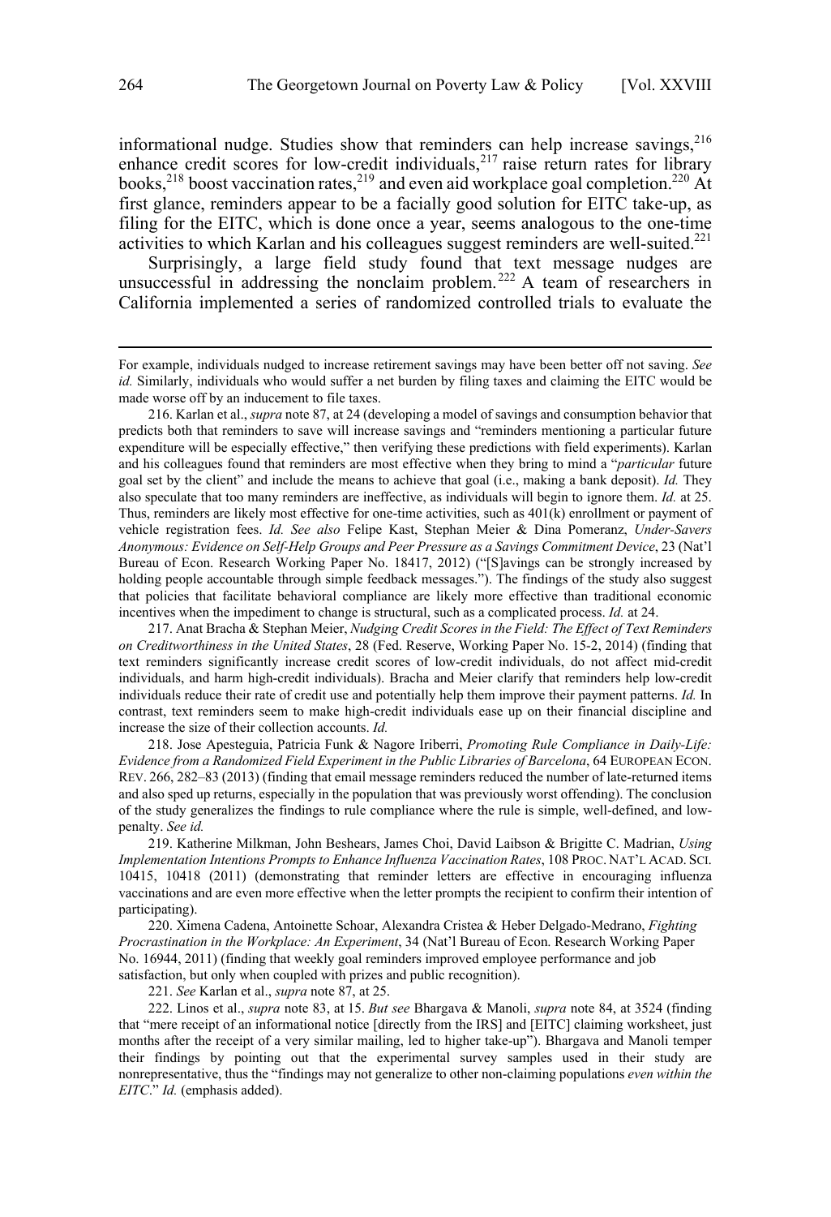informational nudge. Studies show that reminders can help increase savings,[216] enhance credit scores for low-credit individuals,[217] raise return rates for library books,[218] boost vaccination rates,[219] and even aid workplace goal completion.[220] At first glance, reminders appear to be a facially good solution for EITC take-up, as filing for the EITC, which is done once a year, seems analogous to the one-time activities to which Karlan and his colleagues suggest reminders are well-suited.[221]

Surprisingly, a large field study found that text message nudges are unsuccessful in addressing the nonclaim problem.[222] A team of researchers in California implemented a series of randomized controlled trials to evaluate the

---

For example, individuals nudged to increase retirement savings may have been better off not saving. *See id.* Similarly, individuals who would suffer a net burden by filing taxes and claiming the EITC would be made worse off by an inducement to file taxes.

216. Karlan et al., *supra* note 87, at 24 (developing a model of savings and consumption behavior that predicts both that reminders to save will increase savings and "reminders mentioning a particular future expenditure will be especially effective," then verifying these predictions with field experiments). Karlan and his colleagues found that reminders are most effective when they bring to mind a "*particular* future goal set by the client" and include the means to achieve that goal (i.e., making a bank deposit). *Id.* They also speculate that too many reminders are ineffective, as individuals will begin to ignore them. *Id.* at 25. Thus, reminders are likely most effective for one-time activities, such as 401(k) enrollment or payment of vehicle registration fees. *Id. See also* Felipe Kast, Stephan Meier & Dina Pomeranz, *Under-Savers Anonymous: Evidence on Self-Help Groups and Peer Pressure as a Savings Commitment Device*, 23 (Nat'l Bureau of Econ. Research Working Paper No. 18417, 2012) ("[S]avings can be strongly increased by holding people accountable through simple feedback messages."). The findings of the study also suggest that policies that facilitate behavioral compliance are likely more effective than traditional economic incentives when the impediment to change is structural, such as a complicated process. *Id.* at 24.

217. Anat Bracha & Stephan Meier, *Nudging Credit Scores in the Field: The Effect of Text Reminders on Creditworthiness in the United States*, 28 (Fed. Reserve, Working Paper No. 15-2, 2014) (finding that text reminders significantly increase credit scores of low-credit individuals, do not affect mid-credit individuals, and harm high-credit individuals). Bracha and Meier clarify that reminders help low-credit individuals reduce their rate of credit use and potentially help them improve their payment patterns. *Id.* In contrast, text reminders seem to make high-credit individuals ease up on their financial discipline and increase the size of their collection accounts. *Id.*

218. Jose Apesteguia, Patricia Funk & Nagore Iriberri, *Promoting Rule Compliance in Daily-Life: Evidence from a Randomized Field Experiment in the Public Libraries of Barcelona*, 64 EUROPEAN ECON. REV. 266, 282–83 (2013) (finding that email message reminders reduced the number of late-returned items and also sped up returns, especially in the population that was previously worst offending). The conclusion of the study generalizes the findings to rule compliance where the rule is simple, well-defined, and low-penalty. *See id.*

219. Katherine Milkman, John Beshears, James Choi, David Laibson & Brigitte C. Madrian, *Using Implementation Intentions Prompts to Enhance Influenza Vaccination Rates*, 108 PROC. NAT'L ACAD. SCI. 10415, 10418 (2011) (demonstrating that reminder letters are effective in encouraging influenza vaccinations and are even more effective when the letter prompts the recipient to confirm their intention of participating).

220. Ximena Cadena, Antoinette Schoar, Alexandra Cristea & Heber Delgado-Medrano, *Fighting Procrastination in the Workplace: An Experiment*, 34 (Nat'l Bureau of Econ. Research Working Paper No. 16944, 2011) (finding that weekly goal reminders improved employee performance and job satisfaction, but only when coupled with prizes and public recognition).

221. *See* Karlan et al., *supra* note 87, at 25.

222. Linos et al., *supra* note 83, at 15. *But see* Bhargava & Manoli, *supra* note 84, at 3524 (finding that "mere receipt of an informational notice [directly from the IRS] and [EITC] claiming worksheet, just months after the receipt of a very similar mailing, led to higher take-up"). Bhargava and Manoli temper their findings by pointing out that the experimental survey samples used in their study are nonrepresentative, thus the "findings may not generalize to other non-claiming populations *even within the EITC*." *Id.* (emphasis added).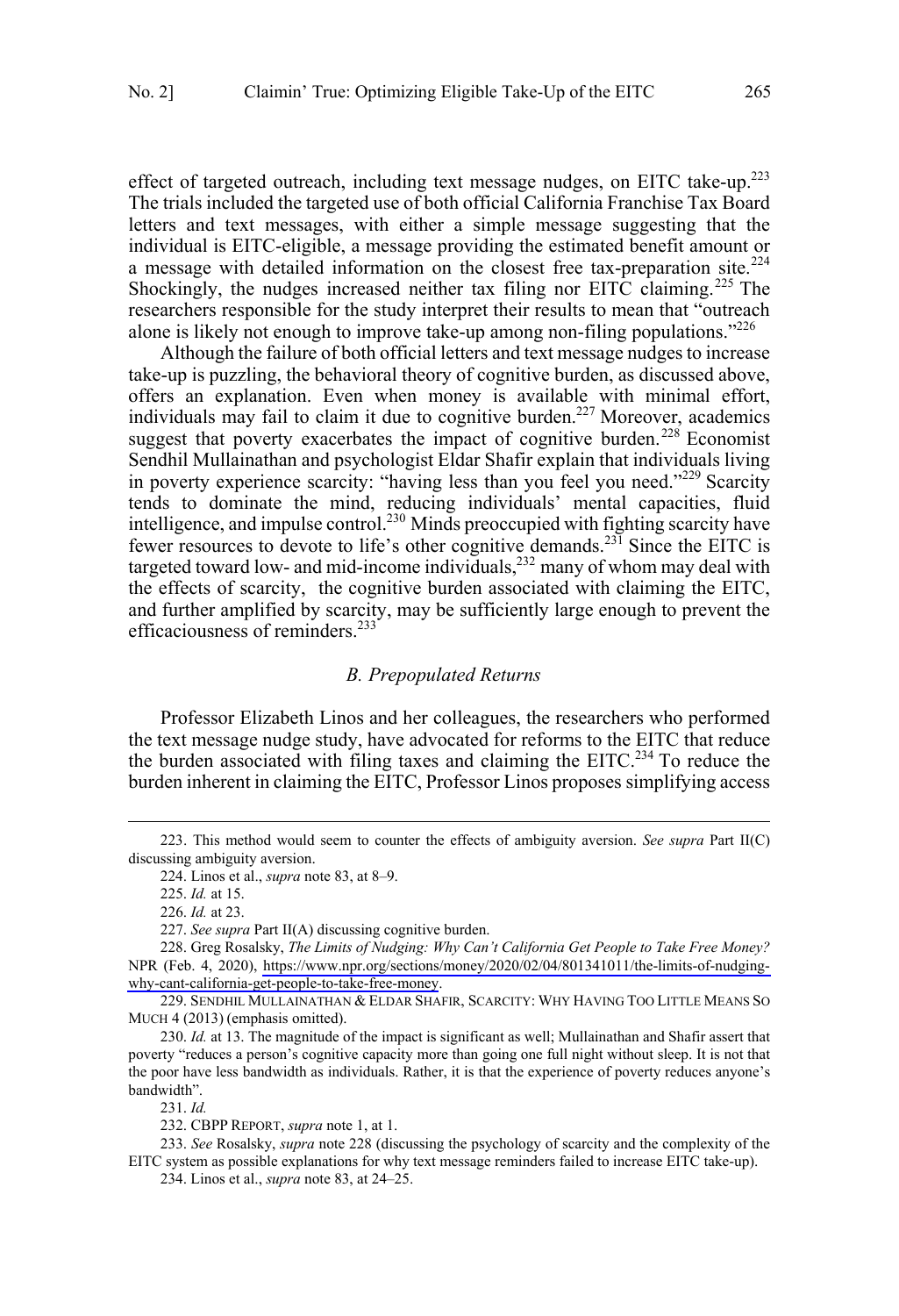effect of targeted outreach, including text message nudges, on EITC take-up.[223] The trials included the targeted use of both official California Franchise Tax Board letters and text messages, with either a simple message suggesting that the individual is EITC-eligible, a message providing the estimated benefit amount or a message with detailed information on the closest free tax-preparation site.[224] Shockingly, the nudges increased neither tax filing nor EITC claiming.[225] The researchers responsible for the study interpret their results to mean that "outreach alone is likely not enough to improve take-up among non-filing populations."[226]

Although the failure of both official letters and text message nudges to increase take-up is puzzling, the behavioral theory of cognitive burden, as discussed above, offers an explanation. Even when money is available with minimal effort, individuals may fail to claim it due to cognitive burden.[227] Moreover, academics suggest that poverty exacerbates the impact of cognitive burden.[228] Economist Sendhil Mullainathan and psychologist Eldar Shafir explain that individuals living in poverty experience scarcity: "having less than you feel you need."[229] Scarcity tends to dominate the mind, reducing individuals' mental capacities, fluid intelligence, and impulse control.[230] Minds preoccupied with fighting scarcity have fewer resources to devote to life's other cognitive demands.[231] Since the EITC is targeted toward low- and mid-income individuals,[232] many of whom may deal with the effects of scarcity, the cognitive burden associated with claiming the EITC, and further amplified by scarcity, may be sufficiently large enough to prevent the efficaciousness of reminders.[233]

### *B. Prepopulated Returns*

Professor Elizabeth Linos and her colleagues, the researchers who performed the text message nudge study, have advocated for reforms to the EITC that reduce the burden associated with filing taxes and claiming the EITC.[234] To reduce the burden inherent in claiming the EITC, Professor Linos proposes simplifying access

---

223. This method would seem to counter the effects of ambiguity aversion. *See supra* Part II(C) discussing ambiguity aversion.

224. Linos et al., *supra* note 83, at 8–9.

225. *Id.* at 15.

226. *Id.* at 23.

227. *See supra* Part II(A) discussing cognitive burden.

228. Greg Rosalsky, *The Limits of Nudging: Why Can't California Get People to Take Free Money?* NPR (Feb. 4, 2020), https://www.npr.org/sections/money/2020/02/04/801341011/the-limits-of-nudging-why-cant-california-get-people-to-take-free-money.

229. SENDHIL MULLAINATHAN & ELDAR SHAFIR, SCARCITY: WHY HAVING TOO LITTLE MEANS SO MUCH 4 (2013) (emphasis omitted).

230. *Id.* at 13. The magnitude of the impact is significant as well; Mullainathan and Shafir assert that poverty "reduces a person's cognitive capacity more than going one full night without sleep. It is not that the poor have less bandwidth as individuals. Rather, it is that the experience of poverty reduces anyone's bandwidth".

231. *Id.*

232. CBPP REPORT, *supra* note 1, at 1.

233. *See* Rosalsky, *supra* note 228 (discussing the psychology of scarcity and the complexity of the EITC system as possible explanations for why text message reminders failed to increase EITC take-up).

234. Linos et al., *supra* note 83, at 24–25.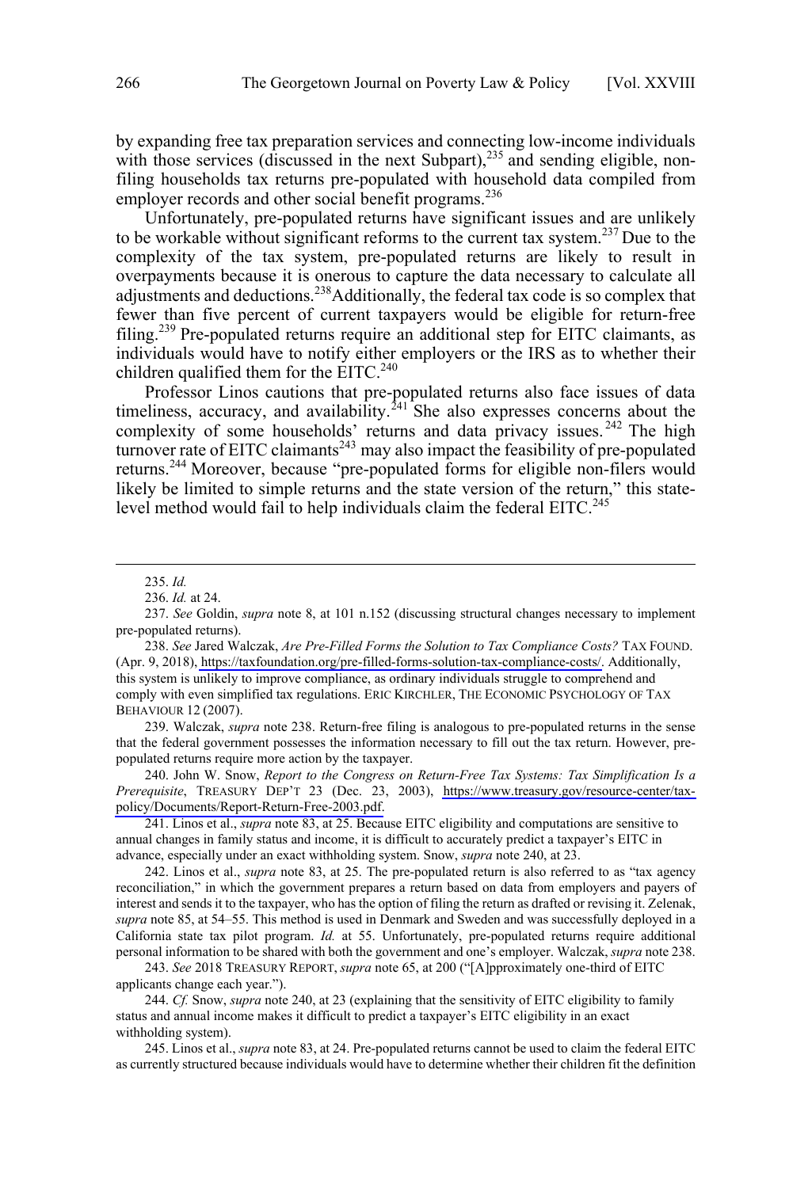by expanding free tax preparation services and connecting low-income individuals with those services (discussed in the next Subpart),[235] and sending eligible, non-filing households tax returns pre-populated with household data compiled from employer records and other social benefit programs.[236]

Unfortunately, pre-populated returns have significant issues and are unlikely to be workable without significant reforms to the current tax system.[237] Due to the complexity of the tax system, pre-populated returns are likely to result in overpayments because it is onerous to capture the data necessary to calculate all adjustments and deductions.[238] Additionally, the federal tax code is so complex that fewer than five percent of current taxpayers would be eligible for return-free filing.[239] Pre-populated returns require an additional step for EITC claimants, as individuals would have to notify either employers or the IRS as to whether their children qualified them for the EITC.[240]

Professor Linos cautions that pre-populated returns also face issues of data timeliness, accuracy, and availability.[241] She also expresses concerns about the complexity of some households' returns and data privacy issues.[242] The high turnover rate of EITC claimants[243] may also impact the feasibility of pre-populated returns.[244] Moreover, because "pre-populated forms for eligible non-filers would likely be limited to simple returns and the state version of the return," this state-level method would fail to help individuals claim the federal EITC.[245]

---

235. *Id.*

236. *Id.* at 24.

237. *See* Goldin, *supra* note 8, at 101 n.152 (discussing structural changes necessary to implement pre-populated returns).

238. *See* Jared Walczak, *Are Pre-Filled Forms the Solution to Tax Compliance Costs?* TAX FOUND. (Apr. 9, 2018), https://taxfoundation.org/pre-filled-forms-solution-tax-compliance-costs/. Additionally, this system is unlikely to improve compliance, as ordinary individuals struggle to comprehend and comply with even simplified tax regulations. ERIC KIRCHLER, THE ECONOMIC PSYCHOLOGY OF TAX BEHAVIOUR 12 (2007).

239. Walczak, *supra* note 238. Return-free filing is analogous to pre-populated returns in the sense that the federal government possesses the information necessary to fill out the tax return. However, pre-populated returns require more action by the taxpayer.

240. John W. Snow, *Report to the Congress on Return-Free Tax Systems: Tax Simplification Is a Prerequisite*, TREASURY DEP'T 23 (Dec. 23, 2003), https://www.treasury.gov/resource-center/tax-policy/Documents/Report-Return-Free-2003.pdf.

241. Linos et al., *supra* note 83, at 25. Because EITC eligibility and computations are sensitive to annual changes in family status and income, it is difficult to accurately predict a taxpayer's EITC in advance, especially under an exact withholding system. Snow, *supra* note 240, at 23.

242. Linos et al., *supra* note 83, at 25. The pre-populated return is also referred to as "tax agency reconciliation," in which the government prepares a return based on data from employers and payers of interest and sends it to the taxpayer, who has the option of filing the return as drafted or revising it. Zelenak, *supra* note 85, at 54–55. This method is used in Denmark and Sweden and was successfully deployed in a California state tax pilot program. *Id.* at 55. Unfortunately, pre-populated returns require additional personal information to be shared with both the government and one's employer. Walczak, *supra* note 238.

243. *See* 2018 TREASURY REPORT, *supra* note 65, at 200 ("[A]pproximately one-third of EITC applicants change each year.").

244. *Cf.* Snow, *supra* note 240, at 23 (explaining that the sensitivity of EITC eligibility to family status and annual income makes it difficult to predict a taxpayer's EITC eligibility in an exact withholding system).

245. Linos et al., *supra* note 83, at 24. Pre-populated returns cannot be used to claim the federal EITC as currently structured because individuals would have to determine whether their children fit the definition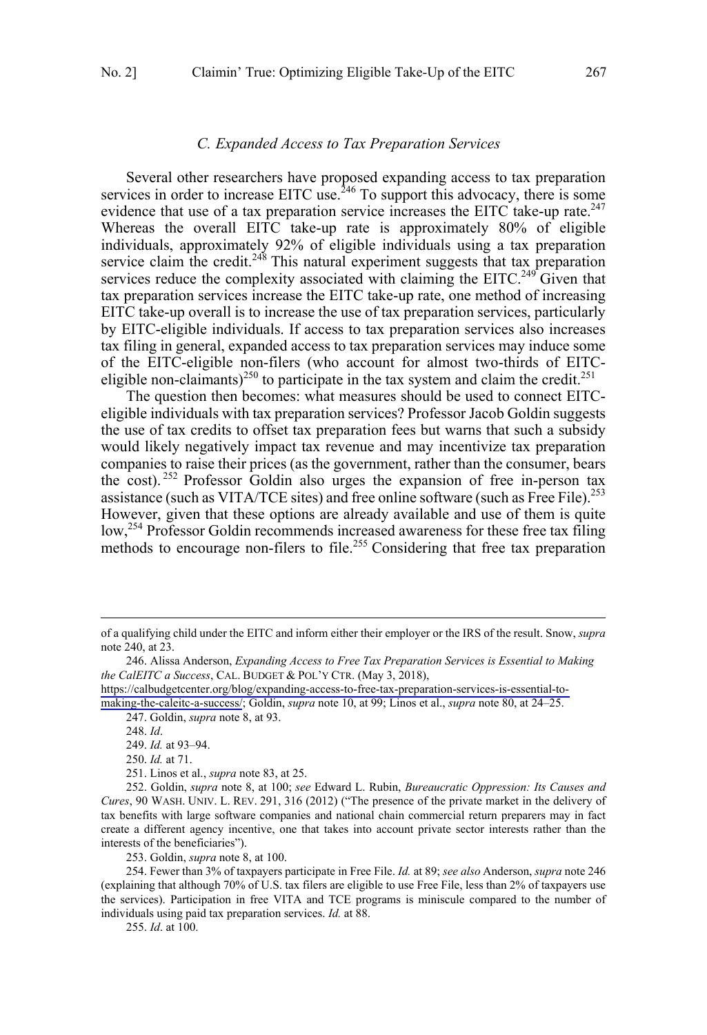### C. Expanded Access to Tax Preparation Services

Several other researchers have proposed expanding access to tax preparation services in order to increase EITC use.[246] To support this advocacy, there is some evidence that use of a tax preparation service increases the EITC take-up rate.[247] Whereas the overall EITC take-up rate is approximately 80% of eligible individuals, approximately 92% of eligible individuals using a tax preparation service claim the credit.[248] This natural experiment suggests that tax preparation services reduce the complexity associated with claiming the EITC.[249] Given that tax preparation services increase the EITC take-up rate, one method of increasing EITC take-up overall is to increase the use of tax preparation services, particularly by EITC-eligible individuals. If access to tax preparation services also increases tax filing in general, expanded access to tax preparation services may induce some of the EITC-eligible non-filers (who account for almost two-thirds of EITC-eligible non-claimants)[250] to participate in the tax system and claim the credit.[251]

The question then becomes: what measures should be used to connect EITC-eligible individuals with tax preparation services? Professor Jacob Goldin suggests the use of tax credits to offset tax preparation fees but warns that such a subsidy would likely negatively impact tax revenue and may incentivize tax preparation companies to raise their prices (as the government, rather than the consumer, bears the cost).[252] Professor Goldin also urges the expansion of free in-person tax assistance (such as VITA/TCE sites) and free online software (such as Free File).[253] However, given that these options are already available and use of them is quite low,[254] Professor Goldin recommends increased awareness for these free tax filing methods to encourage non-filers to file.[255] Considering that free tax preparation

---

of a qualifying child under the EITC and inform either their employer or the IRS of the result. Snow, *supra* note 240, at 23.

246. Alissa Anderson, *Expanding Access to Free Tax Preparation Services is Essential to Making the CalEITC a Success*, CAL. BUDGET & POL'Y CTR. (May 3, 2018), https://calbudgetcenter.org/blog/expanding-access-to-free-tax-preparation-services-is-essential-to-making-the-caleitc-a-success/; Goldin, *supra* note 10, at 99; Linos et al., *supra* note 80, at 24–25.

247. Goldin, *supra* note 8, at 93.

248. *Id*.

249. *Id.* at 93–94.

250. *Id.* at 71.

251. Linos et al., *supra* note 83, at 25.

252. Goldin, *supra* note 8, at 100; *see* Edward L. Rubin, *Bureaucratic Oppression: Its Causes and Cures*, 90 WASH. UNIV. L. REV. 291, 316 (2012) ("The presence of the private market in the delivery of tax benefits with large software companies and national chain commercial return preparers may in fact create a different agency incentive, one that takes into account private sector interests rather than the interests of the beneficiaries").

253. Goldin, *supra* note 8, at 100.

254. Fewer than 3% of taxpayers participate in Free File. *Id.* at 89; *see also* Anderson, *supra* note 246 (explaining that although 70% of U.S. tax filers are eligible to use Free File, less than 2% of taxpayers use the services). Participation in free VITA and TCE programs is miniscule compared to the number of individuals using paid tax preparation services. *Id.* at 88.

255. *Id*. at 100.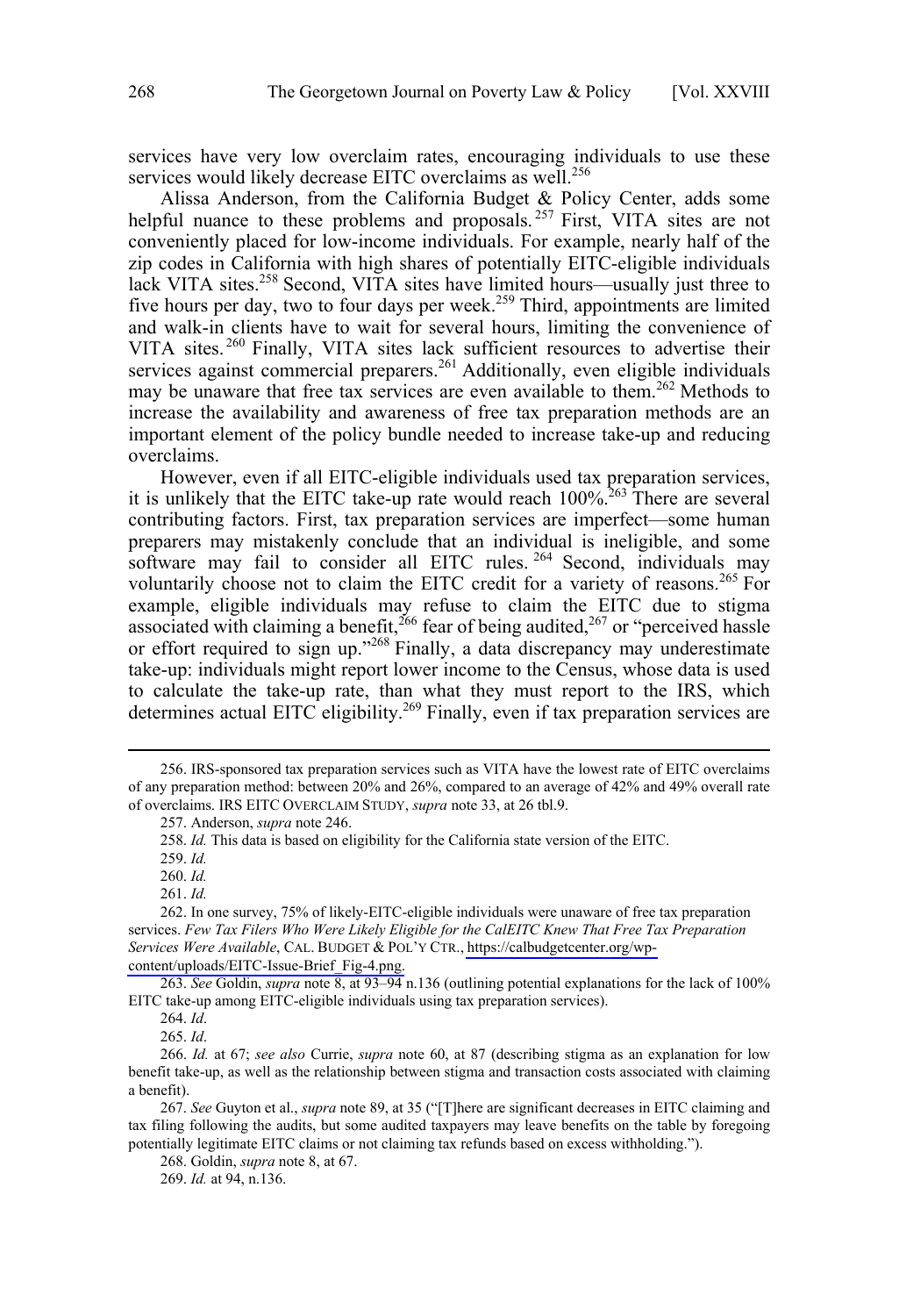services have very low overclaim rates, encouraging individuals to use these services would likely decrease EITC overclaims as well.[256]

Alissa Anderson, from the California Budget & Policy Center, adds some helpful nuance to these problems and proposals.[257] First, VITA sites are not conveniently placed for low-income individuals. For example, nearly half of the zip codes in California with high shares of potentially EITC-eligible individuals lack VITA sites.[258] Second, VITA sites have limited hours—usually just three to five hours per day, two to four days per week.[259] Third, appointments are limited and walk-in clients have to wait for several hours, limiting the convenience of VITA sites.[260] Finally, VITA sites lack sufficient resources to advertise their services against commercial preparers.[261] Additionally, even eligible individuals may be unaware that free tax services are even available to them.[262] Methods to increase the availability and awareness of free tax preparation methods are an important element of the policy bundle needed to increase take-up and reducing overclaims.

However, even if all EITC-eligible individuals used tax preparation services, it is unlikely that the EITC take-up rate would reach 100%.[263] There are several contributing factors. First, tax preparation services are imperfect—some human preparers may mistakenly conclude that an individual is ineligible, and some software may fail to consider all EITC rules.[264] Second, individuals may voluntarily choose not to claim the EITC credit for a variety of reasons.[265] For example, eligible individuals may refuse to claim the EITC due to stigma associated with claiming a benefit,[266] fear of being audited,[267] or "perceived hassle or effort required to sign up."[268] Finally, a data discrepancy may underestimate take-up: individuals might report lower income to the Census, whose data is used to calculate the take-up rate, than what they must report to the IRS, which determines actual EITC eligibility.[269] Finally, even if tax preparation services are

---

256. IRS-sponsored tax preparation services such as VITA have the lowest rate of EITC overclaims of any preparation method: between 20% and 26%, compared to an average of 42% and 49% overall rate of overclaims. IRS EITC OVERCLAIM STUDY, *supra* note 33, at 26 tbl.9.

257. Anderson, *supra* note 246.

258. *Id.* This data is based on eligibility for the California state version of the EITC.

259. *Id.*

260. *Id.*

261. *Id.*

262. In one survey, 75% of likely-EITC-eligible individuals were unaware of free tax preparation services. *Few Tax Filers Who Were Likely Eligible for the CalEITC Knew That Free Tax Preparation Services Were Available*, CAL. BUDGET & POL'Y CTR., https://calbudgetcenter.org/wp-content/uploads/EITC-Issue-Brief_Fig-4.png.

263. *See* Goldin, *supra* note 8, at 93–94 n.136 (outlining potential explanations for the lack of 100% EITC take-up among EITC-eligible individuals using tax preparation services).

264. *Id*.

265. *Id*.

266. *Id.* at 67; *see also* Currie, *supra* note 60, at 87 (describing stigma as an explanation for low benefit take-up, as well as the relationship between stigma and transaction costs associated with claiming a benefit).

267. *See* Guyton et al., *supra* note 89, at 35 ("[T]here are significant decreases in EITC claiming and tax filing following the audits, but some audited taxpayers may leave benefits on the table by foregoing potentially legitimate EITC claims or not claiming tax refunds based on excess withholding.").

268. Goldin, *supra* note 8, at 67.

269. *Id.* at 94, n.136.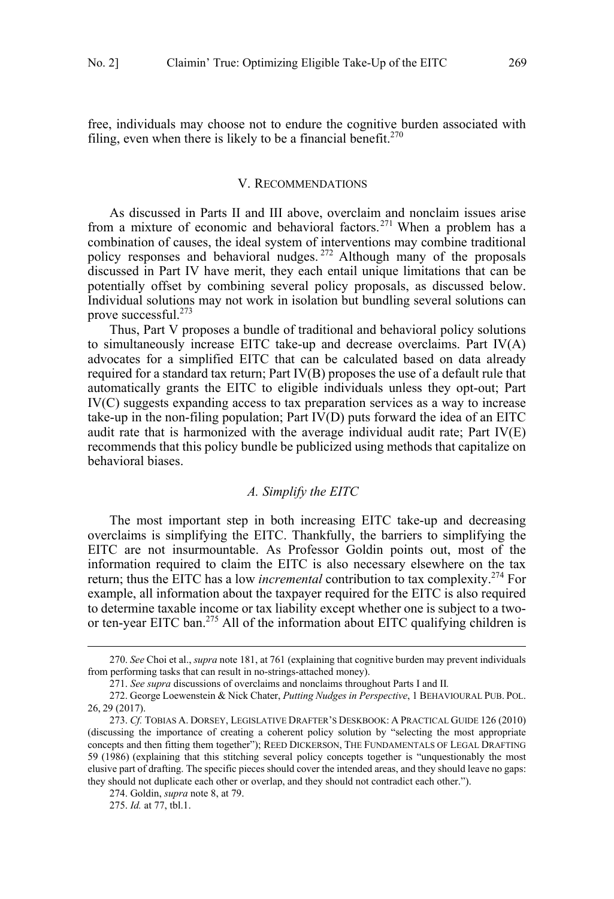free, individuals may choose not to endure the cognitive burden associated with filing, even when there is likely to be a financial benefit.[270]

## V. Recommendations

As discussed in Parts II and III above, overclaim and nonclaim issues arise from a mixture of economic and behavioral factors.[271] When a problem has a combination of causes, the ideal system of interventions may combine traditional policy responses and behavioral nudges.[272] Although many of the proposals discussed in Part IV have merit, they each entail unique limitations that can be potentially offset by combining several policy proposals, as discussed below. Individual solutions may not work in isolation but bundling several solutions can prove successful.[273]

Thus, Part V proposes a bundle of traditional and behavioral policy solutions to simultaneously increase EITC take-up and decrease overclaims. Part IV(A) advocates for a simplified EITC that can be calculated based on data already required for a standard tax return; Part IV(B) proposes the use of a default rule that automatically grants the EITC to eligible individuals unless they opt-out; Part IV(C) suggests expanding access to tax preparation services as a way to increase take-up in the non-filing population; Part IV(D) puts forward the idea of an EITC audit rate that is harmonized with the average individual audit rate; Part IV(E) recommends that this policy bundle be publicized using methods that capitalize on behavioral biases.

### *A. Simplify the EITC*

The most important step in both increasing EITC take-up and decreasing overclaims is simplifying the EITC. Thankfully, the barriers to simplifying the EITC are not insurmountable. As Professor Goldin points out, most of the information required to claim the EITC is also necessary elsewhere on the tax return; thus the EITC has a low *incremental* contribution to tax complexity.[274] For example, all information about the taxpayer required for the EITC is also required to determine taxable income or tax liability except whether one is subject to a two- or ten-year EITC ban.[275] All of the information about EITC qualifying children is

---

270. *See* Choi et al., *supra* note 181, at 761 (explaining that cognitive burden may prevent individuals from performing tasks that can result in no-strings-attached money).

271. *See supra* discussions of overclaims and nonclaims throughout Parts I and II.

272. George Loewenstein & Nick Chater, *Putting Nudges in Perspective*, 1 Behavioural Pub. Pol. 26, 29 (2017).

273. *Cf.* Tobias A. Dorsey, Legislative Drafter's Deskbook: A Practical Guide 126 (2010) (discussing the importance of creating a coherent policy solution by "selecting the most appropriate concepts and then fitting them together"); Reed Dickerson, The Fundamentals of Legal Drafting 59 (1986) (explaining that this stitching several policy concepts together is "unquestionably the most elusive part of drafting. The specific pieces should cover the intended areas, and they should leave no gaps: they should not duplicate each other or overlap, and they should not contradict each other.").

274. Goldin, *supra* note 8, at 79.

275. *Id.* at 77, tbl.1.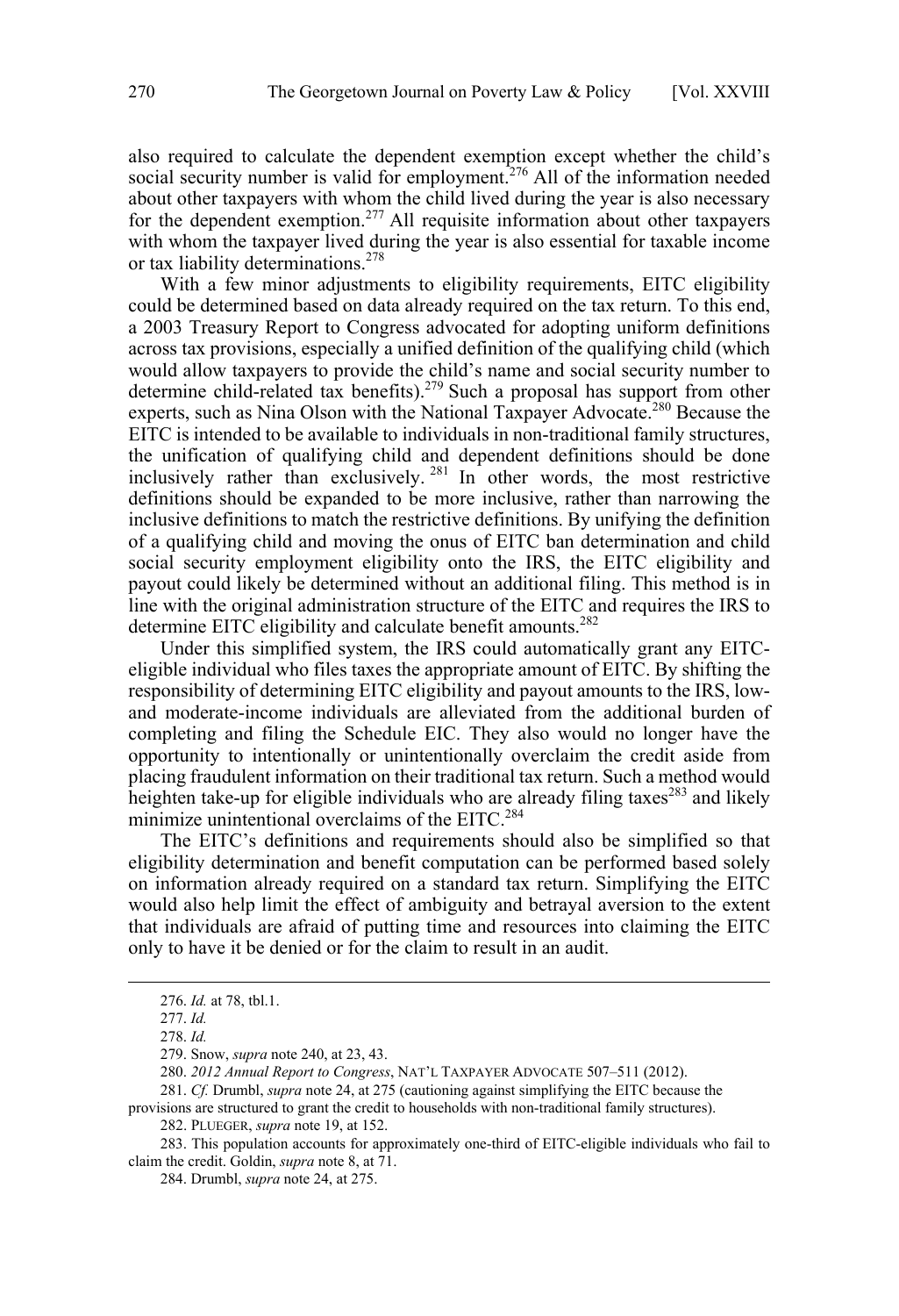also required to calculate the dependent exemption except whether the child's social security number is valid for employment.[276] All of the information needed about other taxpayers with whom the child lived during the year is also necessary for the dependent exemption.[277] All requisite information about other taxpayers with whom the taxpayer lived during the year is also essential for taxable income or tax liability determinations.[278]

With a few minor adjustments to eligibility requirements, EITC eligibility could be determined based on data already required on the tax return. To this end, a 2003 Treasury Report to Congress advocated for adopting uniform definitions across tax provisions, especially a unified definition of the qualifying child (which would allow taxpayers to provide the child's name and social security number to determine child-related tax benefits).[279] Such a proposal has support from other experts, such as Nina Olson with the National Taxpayer Advocate.[280] Because the EITC is intended to be available to individuals in non-traditional family structures, the unification of qualifying child and dependent definitions should be done inclusively rather than exclusively.[281] In other words, the most restrictive definitions should be expanded to be more inclusive, rather than narrowing the inclusive definitions to match the restrictive definitions. By unifying the definition of a qualifying child and moving the onus of EITC ban determination and child social security employment eligibility onto the IRS, the EITC eligibility and payout could likely be determined without an additional filing. This method is in line with the original administration structure of the EITC and requires the IRS to determine EITC eligibility and calculate benefit amounts.[282]

Under this simplified system, the IRS could automatically grant any EITC-eligible individual who files taxes the appropriate amount of EITC. By shifting the responsibility of determining EITC eligibility and payout amounts to the IRS, low- and moderate-income individuals are alleviated from the additional burden of completing and filing the Schedule EIC. They also would no longer have the opportunity to intentionally or unintentionally overclaim the credit aside from placing fraudulent information on their traditional tax return. Such a method would heighten take-up for eligible individuals who are already filing taxes[283] and likely minimize unintentional overclaims of the EITC.[284]

The EITC's definitions and requirements should also be simplified so that eligibility determination and benefit computation can be performed based solely on information already required on a standard tax return. Simplifying the EITC would also help limit the effect of ambiguity and betrayal aversion to the extent that individuals are afraid of putting time and resources into claiming the EITC only to have it be denied or for the claim to result in an audit.

---

276. *Id.* at 78, tbl.1.

277. *Id.*

278. *Id.*

279. Snow, *supra* note 240, at 23, 43.

280. *2012 Annual Report to Congress*, NAT'L TAXPAYER ADVOCATE 507–511 (2012).

281. *Cf.* Drumbl, *supra* note 24, at 275 (cautioning against simplifying the EITC because the provisions are structured to grant the credit to households with non-traditional family structures).

282. PLUEGER, *supra* note 19, at 152.

283. This population accounts for approximately one-third of EITC-eligible individuals who fail to claim the credit. Goldin, *supra* note 8, at 71.

284. Drumbl, *supra* note 24, at 275.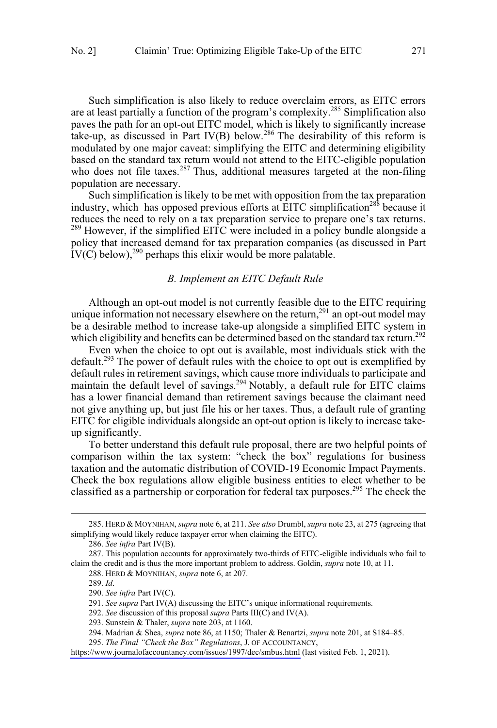Such simplification is also likely to reduce overclaim errors, as EITC errors are at least partially a function of the program's complexity.[285] Simplification also paves the path for an opt-out EITC model, which is likely to significantly increase take-up, as discussed in Part IV(B) below.[286] The desirability of this reform is modulated by one major caveat: simplifying the EITC and determining eligibility based on the standard tax return would not attend to the EITC-eligible population who does not file taxes.[287] Thus, additional measures targeted at the non-filing population are necessary.

Such simplification is likely to be met with opposition from the tax preparation industry, which has opposed previous efforts at EITC simplification[288] because it reduces the need to rely on a tax preparation service to prepare one's tax returns.[289] However, if the simplified EITC were included in a policy bundle alongside a policy that increased demand for tax preparation companies (as discussed in Part IV(C) below),[290] perhaps this elixir would be more palatable.

### *B. Implement an EITC Default Rule*

Although an opt-out model is not currently feasible due to the EITC requiring unique information not necessary elsewhere on the return,[291] an opt-out model may be a desirable method to increase take-up alongside a simplified EITC system in which eligibility and benefits can be determined based on the standard tax return.[292]

Even when the choice to opt out is available, most individuals stick with the default.[293] The power of default rules with the choice to opt out is exemplified by default rules in retirement savings, which cause more individuals to participate and maintain the default level of savings.[294] Notably, a default rule for EITC claims has a lower financial demand than retirement savings because the claimant need not give anything up, but just file his or her taxes. Thus, a default rule of granting EITC for eligible individuals alongside an opt-out option is likely to increase take-up significantly.

To better understand this default rule proposal, there are two helpful points of comparison within the tax system: "check the box" regulations for business taxation and the automatic distribution of COVID-19 Economic Impact Payments. Check the box regulations allow eligible business entities to elect whether to be classified as a partnership or corporation for federal tax purposes.[295] The check the

---

285. HERD & MOYNIHAN, *supra* note 6, at 211. *See also* Drumbl, *supra* note 23, at 275 (agreeing that simplifying would likely reduce taxpayer error when claiming the EITC).

286. *See infra* Part IV(B).

287. This population accounts for approximately two-thirds of EITC-eligible individuals who fail to claim the credit and is thus the more important problem to address. Goldin, *supra* note 10, at 11.

288. HERD & MOYNIHAN, *supra* note 6, at 207.

289. *Id*.

290. *See infra* Part IV(C).

291. *See supra* Part IV(A) discussing the EITC's unique informational requirements.

292. *See* discussion of this proposal *supra* Parts III(C) and IV(A).

293. Sunstein & Thaler, *supra* note 203, at 1160.

294. Madrian & Shea, *supra* note 86, at 1150; Thaler & Benartzi, *supra* note 201, at S184–85.

295. *The Final "Check the Box" Regulations*, J. OF ACCOUNTANCY, https://www.journalofaccountancy.com/issues/1997/dec/smbus.html (last visited Feb. 1, 2021).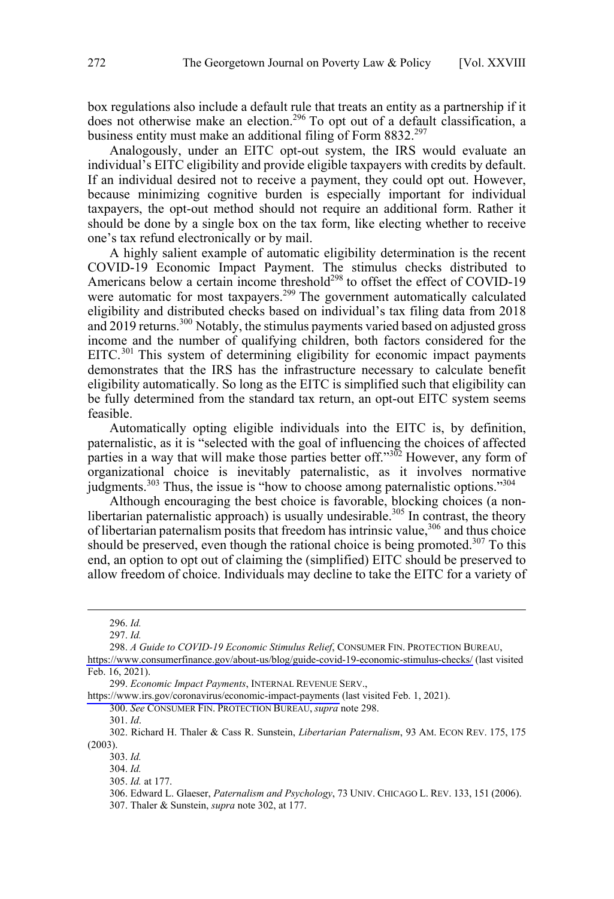box regulations also include a default rule that treats an entity as a partnership if it does not otherwise make an election.[296] To opt out of a default classification, a business entity must make an additional filing of Form 8832.[297]

Analogously, under an EITC opt-out system, the IRS would evaluate an individual's EITC eligibility and provide eligible taxpayers with credits by default. If an individual desired not to receive a payment, they could opt out. However, because minimizing cognitive burden is especially important for individual taxpayers, the opt-out method should not require an additional form. Rather it should be done by a single box on the tax form, like electing whether to receive one's tax refund electronically or by mail.

A highly salient example of automatic eligibility determination is the recent COVID-19 Economic Impact Payment. The stimulus checks distributed to Americans below a certain income threshold[298] to offset the effect of COVID-19 were automatic for most taxpayers.[299] The government automatically calculated eligibility and distributed checks based on individual's tax filing data from 2018 and 2019 returns.[300] Notably, the stimulus payments varied based on adjusted gross income and the number of qualifying children, both factors considered for the EITC.[301] This system of determining eligibility for economic impact payments demonstrates that the IRS has the infrastructure necessary to calculate benefit eligibility automatically. So long as the EITC is simplified such that eligibility can be fully determined from the standard tax return, an opt-out EITC system seems feasible.

Automatically opting eligible individuals into the EITC is, by definition, paternalistic, as it is "selected with the goal of influencing the choices of affected parties in a way that will make those parties better off."[302] However, any form of organizational choice is inevitably paternalistic, as it involves normative judgments.[303] Thus, the issue is "how to choose among paternalistic options."[304]

Although encouraging the best choice is favorable, blocking choices (a non-libertarian paternalistic approach) is usually undesirable.[305] In contrast, the theory of libertarian paternalism posits that freedom has intrinsic value,[306] and thus choice should be preserved, even though the rational choice is being promoted.[307] To this end, an option to opt out of claiming the (simplified) EITC should be preserved to allow freedom of choice. Individuals may decline to take the EITC for a variety of

---

296. *Id.*

297. *Id.*

298. *A Guide to COVID-19 Economic Stimulus Relief*, CONSUMER FIN. PROTECTION BUREAU, https://www.consumerfinance.gov/about-us/blog/guide-covid-19-economic-stimulus-checks/ (last visited Feb. 16, 2021).

299. *Economic Impact Payments*, INTERNAL REVENUE SERV., https://www.irs.gov/coronavirus/economic-impact-payments (last visited Feb. 1, 2021).

300. *See* CONSUMER FIN. PROTECTION BUREAU, *supra* note 298.

301. *Id*.

302. Richard H. Thaler & Cass R. Sunstein, *Libertarian Paternalism*, 93 AM. ECON REV. 175, 175 (2003).

303. *Id.*

304. *Id.*

305. *Id.* at 177.

306. Edward L. Glaeser, *Paternalism and Psychology*, 73 UNIV. CHICAGO L. REV. 133, 151 (2006).

307. Thaler & Sunstein, *supra* note 302, at 177.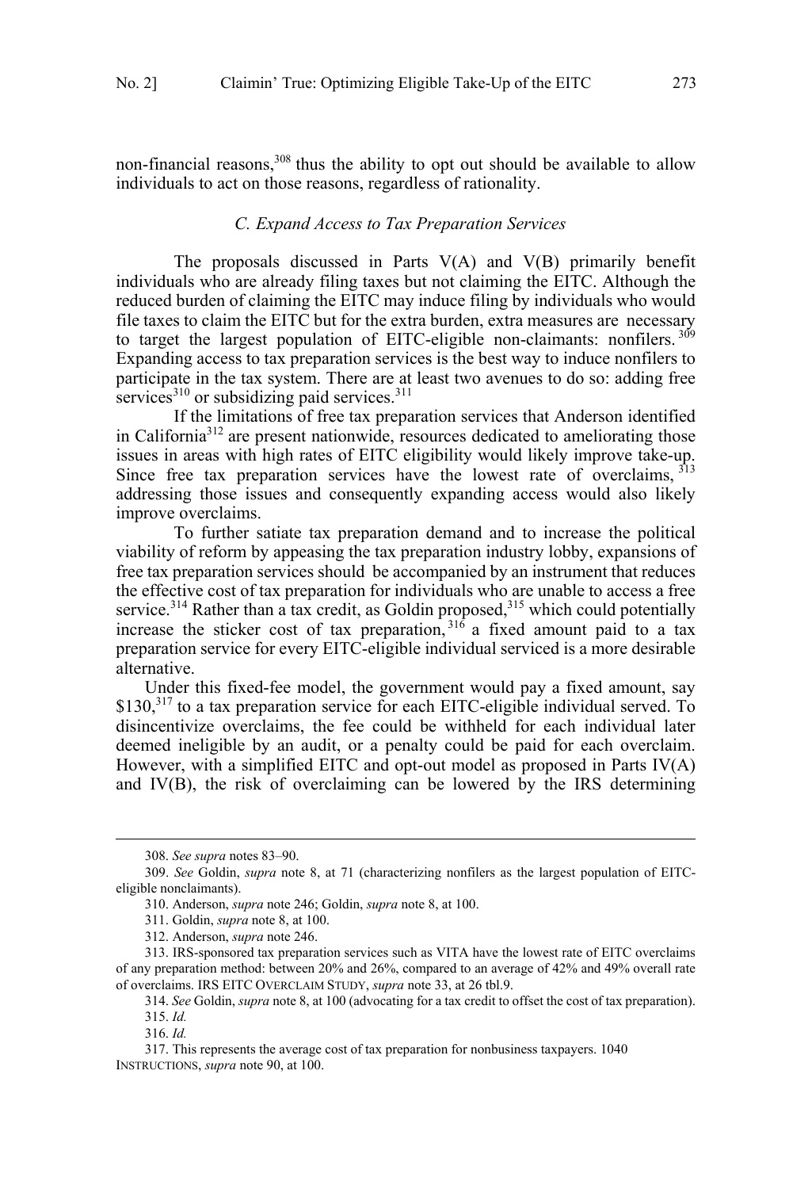non-financial reasons,[308] thus the ability to opt out should be available to allow individuals to act on those reasons, regardless of rationality.

### *C. Expand Access to Tax Preparation Services*

The proposals discussed in Parts V(A) and V(B) primarily benefit individuals who are already filing taxes but not claiming the EITC. Although the reduced burden of claiming the EITC may induce filing by individuals who would file taxes to claim the EITC but for the extra burden, extra measures are necessary to target the largest population of EITC-eligible non-claimants: nonfilers.[309] Expanding access to tax preparation services is the best way to induce nonfilers to participate in the tax system. There are at least two avenues to do so: adding free services[310] or subsidizing paid services.[311]

If the limitations of free tax preparation services that Anderson identified in California[312] are present nationwide, resources dedicated to ameliorating those issues in areas with high rates of EITC eligibility would likely improve take-up. Since free tax preparation services have the lowest rate of overclaims,[313] addressing those issues and consequently expanding access would also likely improve overclaims.

To further satiate tax preparation demand and to increase the political viability of reform by appeasing the tax preparation industry lobby, expansions of free tax preparation services should be accompanied by an instrument that reduces the effective cost of tax preparation for individuals who are unable to access a free service.[314] Rather than a tax credit, as Goldin proposed,[315] which could potentially increase the sticker cost of tax preparation,[316] a fixed amount paid to a tax preparation service for every EITC-eligible individual serviced is a more desirable alternative.

Under this fixed-fee model, the government would pay a fixed amount, say $130,[317] to a tax preparation service for each EITC-eligible individual served. To disincentivize overclaims, the fee could be withheld for each individual later deemed ineligible by an audit, or a penalty could be paid for each overclaim. However, with a simplified EITC and opt-out model as proposed in Parts IV(A) and IV(B), the risk of overclaiming can be lowered by the IRS determining

---

308. *See supra* notes 83–90.

309. *See* Goldin, *supra* note 8, at 71 (characterizing nonfilers as the largest population of EITC-eligible nonclaimants).

310. Anderson, *supra* note 246; Goldin, *supra* note 8, at 100.

311. Goldin, *supra* note 8, at 100.

312. Anderson, *supra* note 246.

313. IRS-sponsored tax preparation services such as VITA have the lowest rate of EITC overclaims of any preparation method: between 20% and 26%, compared to an average of 42% and 49% overall rate of overclaims. IRS EITC OVERCLAIM STUDY, *supra* note 33, at 26 tbl.9.

314. *See* Goldin, *supra* note 8, at 100 (advocating for a tax credit to offset the cost of tax preparation).

315. *Id.*

316. *Id.*

317. This represents the average cost of tax preparation for nonbusiness taxpayers. 1040 INSTRUCTIONS, *supra* note 90, at 100.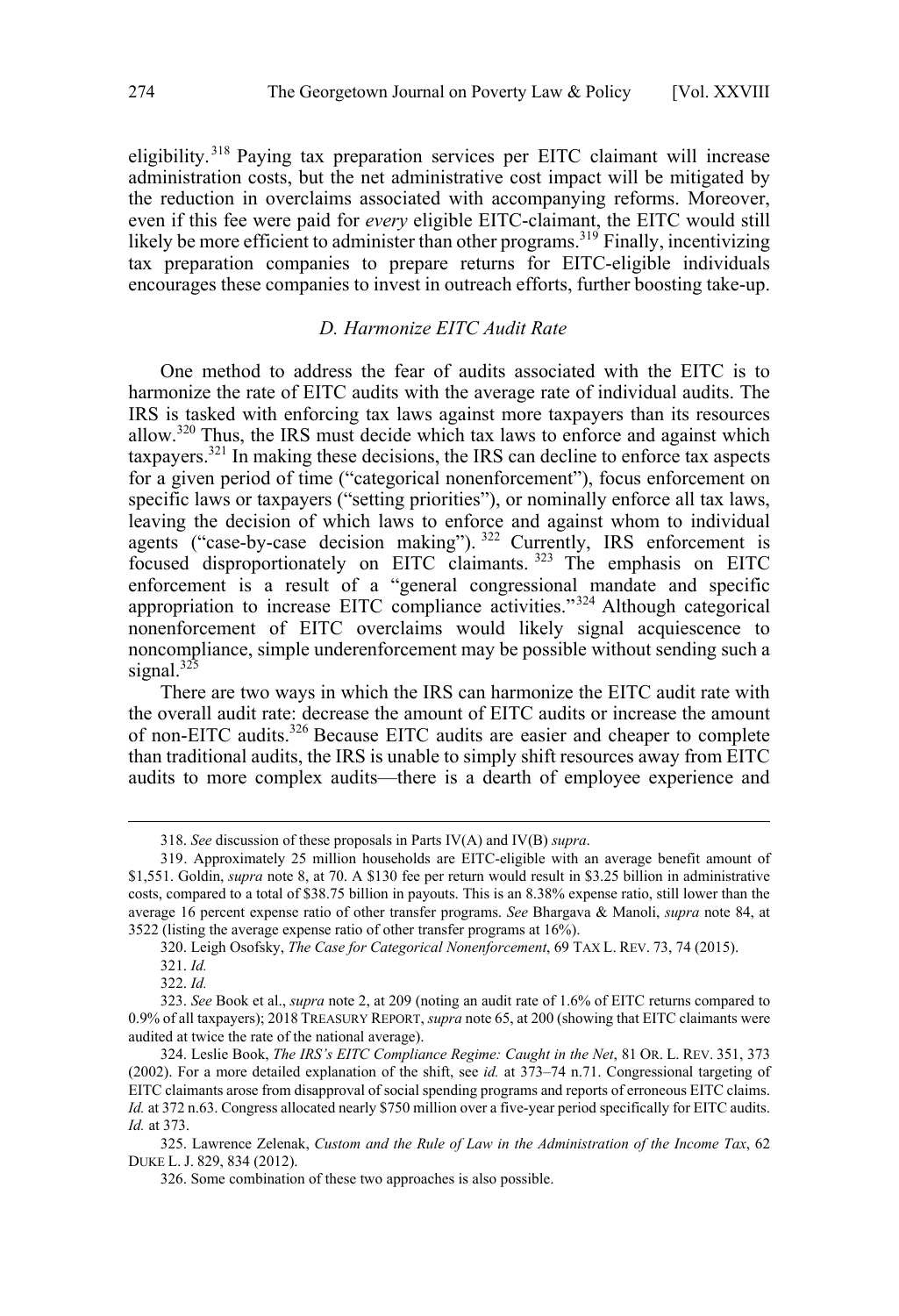eligibility.[318] Paying tax preparation services per EITC claimant will increase administration costs, but the net administrative cost impact will be mitigated by the reduction in overclaims associated with accompanying reforms. Moreover, even if this fee were paid for *every* eligible EITC-claimant, the EITC would still likely be more efficient to administer than other programs.[319] Finally, incentivizing tax preparation companies to prepare returns for EITC-eligible individuals encourages these companies to invest in outreach efforts, further boosting take-up.

### *D. Harmonize EITC Audit Rate*

One method to address the fear of audits associated with the EITC is to harmonize the rate of EITC audits with the average rate of individual audits. The IRS is tasked with enforcing tax laws against more taxpayers than its resources allow.[320] Thus, the IRS must decide which tax laws to enforce and against which taxpayers.[321] In making these decisions, the IRS can decline to enforce tax aspects for a given period of time ("categorical nonenforcement"), focus enforcement on specific laws or taxpayers ("setting priorities"), or nominally enforce all tax laws, leaving the decision of which laws to enforce and against whom to individual agents ("case-by-case decision making").[322] Currently, IRS enforcement is focused disproportionately on EITC claimants.[323] The emphasis on EITC enforcement is a result of a "general congressional mandate and specific appropriation to increase EITC compliance activities."[324] Although categorical nonenforcement of EITC overclaims would likely signal acquiescence to noncompliance, simple underenforcement may be possible without sending such a signal.[325]

There are two ways in which the IRS can harmonize the EITC audit rate with the overall audit rate: decrease the amount of EITC audits or increase the amount of non-EITC audits.[326] Because EITC audits are easier and cheaper to complete than traditional audits, the IRS is unable to simply shift resources away from EITC audits to more complex audits—there is a dearth of employee experience and

---

318. *See* discussion of these proposals in Parts IV(A) and IV(B) *supra*.

319. Approximately 25 million households are EITC-eligible with an average benefit amount of $1,551. Goldin, *supra* note 8, at 70. A $130 fee per return would result in $3.25 billion in administrative costs, compared to a total of $38.75 billion in payouts. This is an 8.38% expense ratio, still lower than the average 16 percent expense ratio of other transfer programs. *See* Bhargava & Manoli, *supra* note 84, at 3522 (listing the average expense ratio of other transfer programs at 16%).

320. Leigh Osofsky, *The Case for Categorical Nonenforcement*, 69 TAX L. REV. 73, 74 (2015).

321. *Id.*

322. *Id.*

323. *See* Book et al., *supra* note 2, at 209 (noting an audit rate of 1.6% of EITC returns compared to 0.9% of all taxpayers); 2018 TREASURY REPORT, *supra* note 65, at 200 (showing that EITC claimants were audited at twice the rate of the national average).

324. Leslie Book, *The IRS's EITC Compliance Regime: Caught in the Net*, 81 OR. L. REV. 351, 373 (2002). For a more detailed explanation of the shift, see *id.* at 373–74 n.71. Congressional targeting of EITC claimants arose from disapproval of social spending programs and reports of erroneous EITC claims. *Id.* at 372 n.63. Congress allocated nearly $750 million over a five-year period specifically for EITC audits. *Id.* at 373.

325. Lawrence Zelenak, *Custom and the Rule of Law in the Administration of the Income Tax*, 62 DUKE L. J. 829, 834 (2012).

326. Some combination of these two approaches is also possible.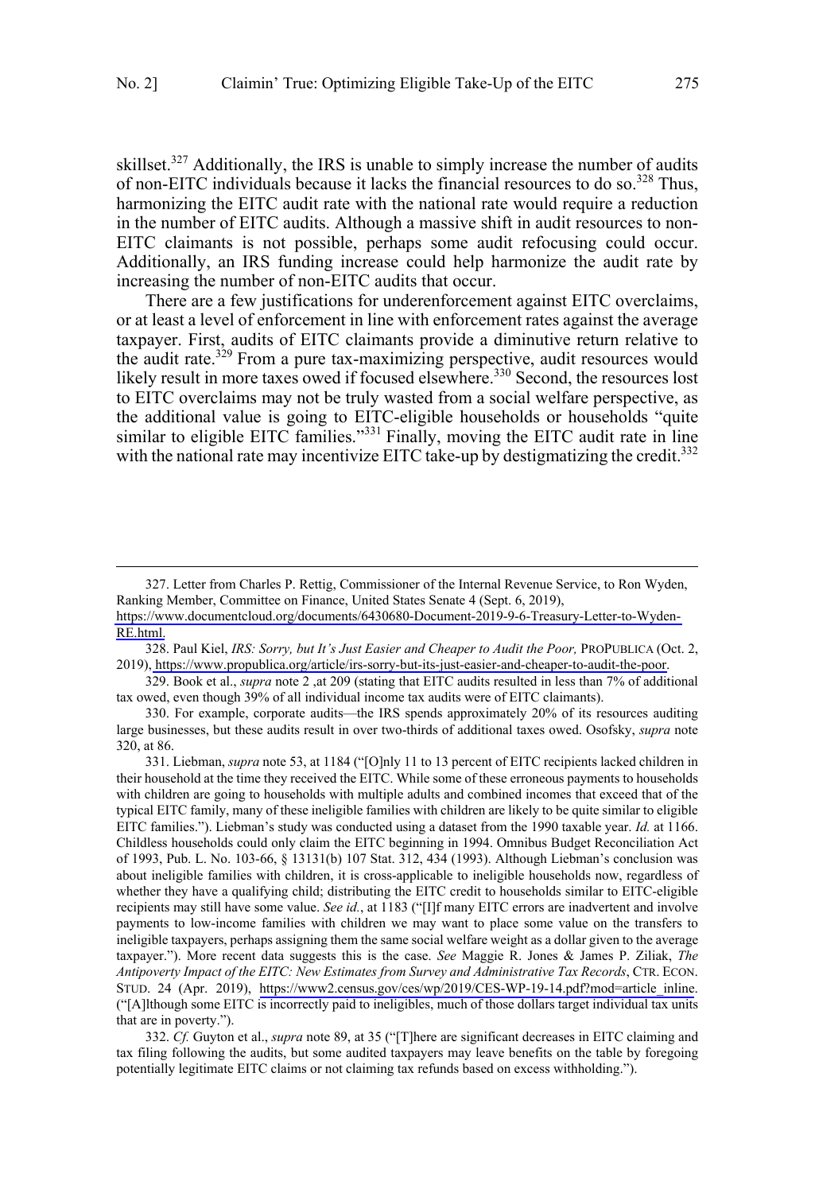skillset.[327] Additionally, the IRS is unable to simply increase the number of audits of non-EITC individuals because it lacks the financial resources to do so.[328] Thus, harmonizing the EITC audit rate with the national rate would require a reduction in the number of EITC audits. Although a massive shift in audit resources to non-EITC claimants is not possible, perhaps some audit refocusing could occur. Additionally, an IRS funding increase could help harmonize the audit rate by increasing the number of non-EITC audits that occur.

There are a few justifications for underenforcement against EITC overclaims, or at least a level of enforcement in line with enforcement rates against the average taxpayer. First, audits of EITC claimants provide a diminutive return relative to the audit rate.[329] From a pure tax-maximizing perspective, audit resources would likely result in more taxes owed if focused elsewhere.[330] Second, the resources lost to EITC overclaims may not be truly wasted from a social welfare perspective, as the additional value is going to EITC-eligible households or households "quite similar to eligible EITC families."[331] Finally, moving the EITC audit rate in line with the national rate may incentivize EITC take-up by destigmatizing the credit.[332]

---

327. Letter from Charles P. Rettig, Commissioner of the Internal Revenue Service, to Ron Wyden, Ranking Member, Committee on Finance, United States Senate 4 (Sept. 6, 2019), https://www.documentcloud.org/documents/6430680-Document-2019-9-6-Treasury-Letter-to-Wyden-RE.html.

328. Paul Kiel, *IRS: Sorry, but It's Just Easier and Cheaper to Audit the Poor,* PROPUBLICA (Oct. 2, 2019), https://www.propublica.org/article/irs-sorry-but-its-just-easier-and-cheaper-to-audit-the-poor.

329. Book et al., *supra* note 2 ,at 209 (stating that EITC audits resulted in less than 7% of additional tax owed, even though 39% of all individual income tax audits were of EITC claimants).

330. For example, corporate audits—the IRS spends approximately 20% of its resources auditing large businesses, but these audits result in over two-thirds of additional taxes owed. Osofsky, *supra* note 320, at 86.

331. Liebman, *supra* note 53, at 1184 ("[O]nly 11 to 13 percent of EITC recipients lacked children in their household at the time they received the EITC. While some of these erroneous payments to households with children are going to households with multiple adults and combined incomes that exceed that of the typical EITC family, many of these ineligible families with children are likely to be quite similar to eligible EITC families."). Liebman's study was conducted using a dataset from the 1990 taxable year. *Id.* at 1166. Childless households could only claim the EITC beginning in 1994. Omnibus Budget Reconciliation Act of 1993, Pub. L. No. 103-66, § 13131(b) 107 Stat. 312, 434 (1993). Although Liebman's conclusion was about ineligible families with children, it is cross-applicable to ineligible households now, regardless of whether they have a qualifying child; distributing the EITC credit to households similar to EITC-eligible recipients may still have some value. *See id.*, at 1183 ("[I]f many EITC errors are inadvertent and involve payments to low-income families with children we may want to place some value on the transfers to ineligible taxpayers, perhaps assigning them the same social welfare weight as a dollar given to the average taxpayer."). More recent data suggests this is the case. *See* Maggie R. Jones & James P. Ziliak, *The Antipoverty Impact of the EITC: New Estimates from Survey and Administrative Tax Records*, CTR. ECON. STUD. 24 (Apr. 2019), https://www2.census.gov/ces/wp/2019/CES-WP-19-14.pdf?mod=article_inline. ("[A]lthough some EITC is incorrectly paid to ineligibles, much of those dollars target individual tax units that are in poverty.").

332. *Cf.* Guyton et al., *supra* note 89, at 35 ("[T]here are significant decreases in EITC claiming and tax filing following the audits, but some audited taxpayers may leave benefits on the table by foregoing potentially legitimate EITC claims or not claiming tax refunds based on excess withholding.").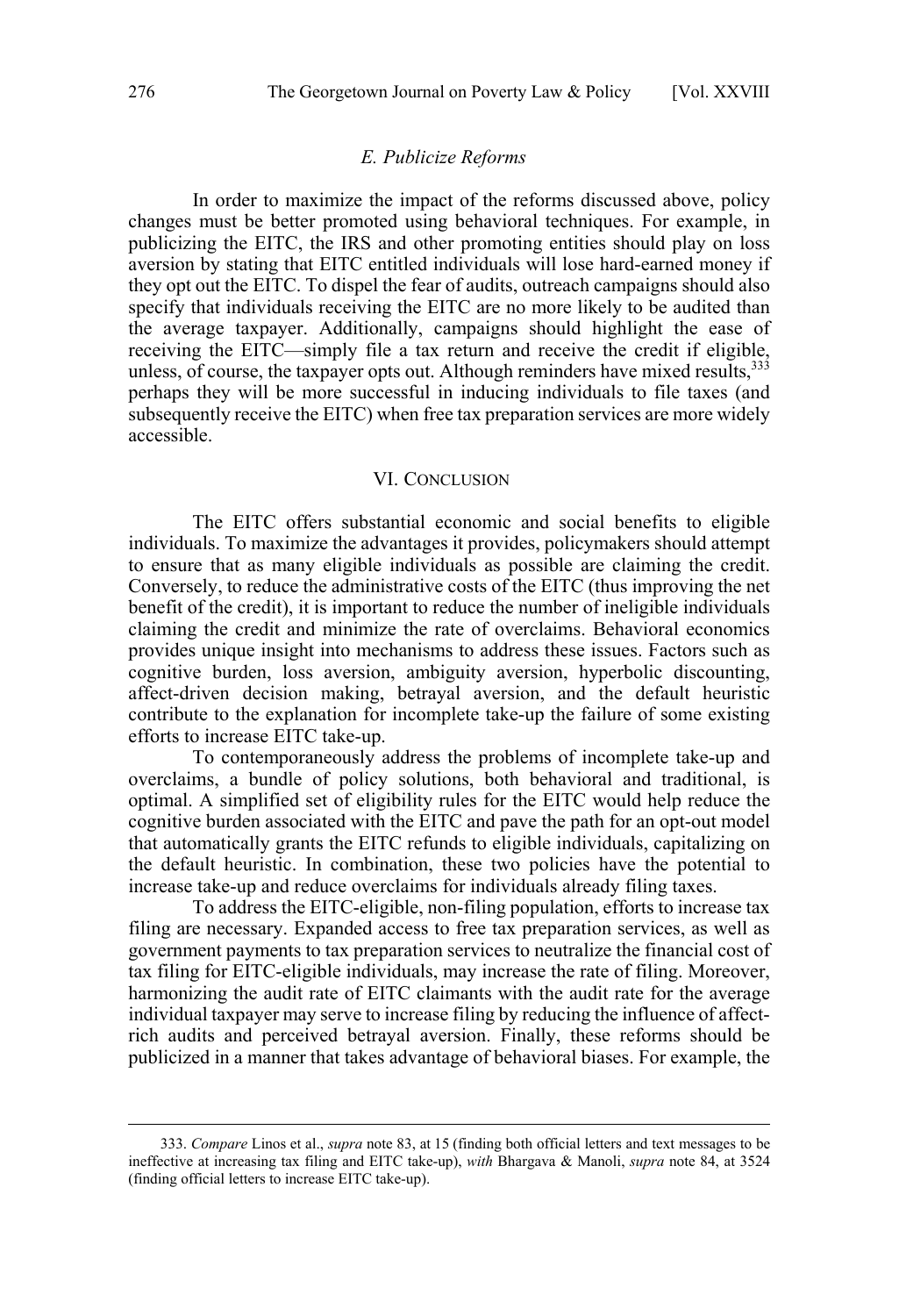### *E. Publicize Reforms*

In order to maximize the impact of the reforms discussed above, policy changes must be better promoted using behavioral techniques. For example, in publicizing the EITC, the IRS and other promoting entities should play on loss aversion by stating that EITC entitled individuals will lose hard-earned money if they opt out the EITC. To dispel the fear of audits, outreach campaigns should also specify that individuals receiving the EITC are no more likely to be audited than the average taxpayer. Additionally, campaigns should highlight the ease of receiving the EITC—simply file a tax return and receive the credit if eligible, unless, of course, the taxpayer opts out. Although reminders have mixed results,[333] perhaps they will be more successful in inducing individuals to file taxes (and subsequently receive the EITC) when free tax preparation services are more widely accessible.

## VI. Conclusion

The EITC offers substantial economic and social benefits to eligible individuals. To maximize the advantages it provides, policymakers should attempt to ensure that as many eligible individuals as possible are claiming the credit. Conversely, to reduce the administrative costs of the EITC (thus improving the net benefit of the credit), it is important to reduce the number of ineligible individuals claiming the credit and minimize the rate of overclaims. Behavioral economics provides unique insight into mechanisms to address these issues. Factors such as cognitive burden, loss aversion, ambiguity aversion, hyperbolic discounting, affect-driven decision making, betrayal aversion, and the default heuristic contribute to the explanation for incomplete take-up the failure of some existing efforts to increase EITC take-up.

To contemporaneously address the problems of incomplete take-up and overclaims, a bundle of policy solutions, both behavioral and traditional, is optimal. A simplified set of eligibility rules for the EITC would help reduce the cognitive burden associated with the EITC and pave the path for an opt-out model that automatically grants the EITC refunds to eligible individuals, capitalizing on the default heuristic. In combination, these two policies have the potential to increase take-up and reduce overclaims for individuals already filing taxes.

To address the EITC-eligible, non-filing population, efforts to increase tax filing are necessary. Expanded access to free tax preparation services, as well as government payments to tax preparation services to neutralize the financial cost of tax filing for EITC-eligible individuals, may increase the rate of filing. Moreover, harmonizing the audit rate of EITC claimants with the audit rate for the average individual taxpayer may serve to increase filing by reducing the influence of affect-rich audits and perceived betrayal aversion. Finally, these reforms should be publicized in a manner that takes advantage of behavioral biases. For example, the

---

333. *Compare* Linos et al., *supra* note 83, at 15 (finding both official letters and text messages to be ineffective at increasing tax filing and EITC take-up), *with* Bhargava & Manoli, *supra* note 84, at 3524 (finding official letters to increase EITC take-up).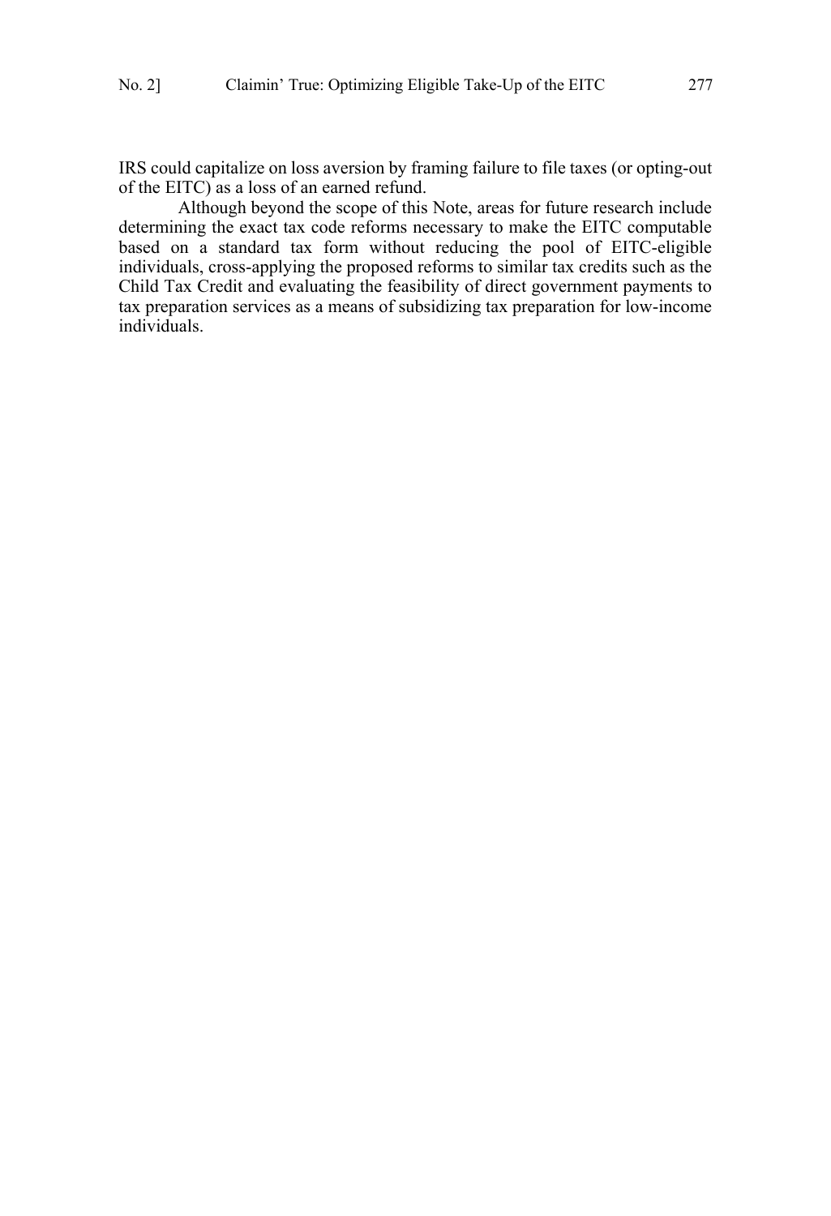IRS could capitalize on loss aversion by framing failure to file taxes (or opting-out of the EITC) as a loss of an earned refund.

Although beyond the scope of this Note, areas for future research include determining the exact tax code reforms necessary to make the EITC computable based on a standard tax form without reducing the pool of EITC-eligible individuals, cross-applying the proposed reforms to similar tax credits such as the Child Tax Credit and evaluating the feasibility of direct government payments to tax preparation services as a means of subsidizing tax preparation for low-income individuals.